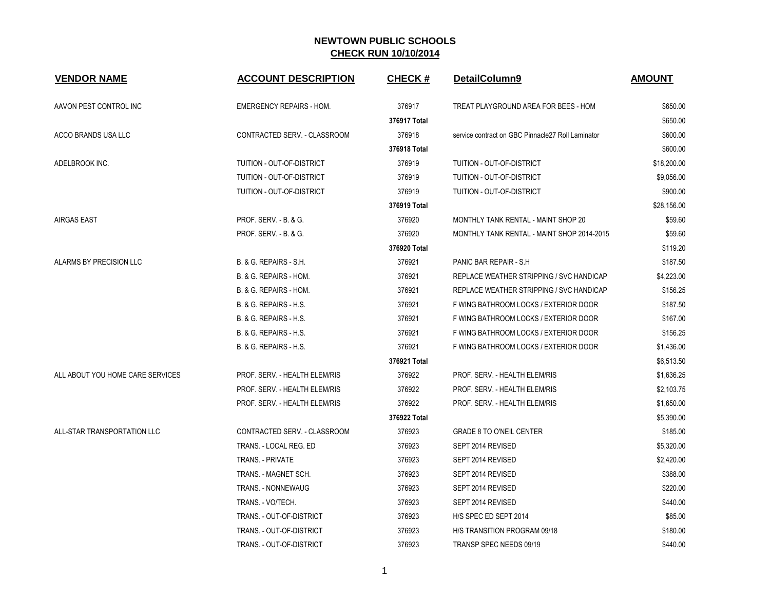# NEWTOWN PUBLIC SCHOOLS

## CHECK RUN 10/10/2014

| VENDOR NAME | ACCOUNT DESCRIPTION | CHECK # | DetailColumn9 | AMOUNT |
|---|---|---|---|---|
| AAVON PEST CONTROL INC | EMERGENCY REPAIRS - HOM. | 376917 | TREAT PLAYGROUND AREA FOR BEES - HOM | $650.00 |
| | | 376917 Total | | $650.00 |
| ACCO BRANDS USA LLC | CONTRACTED SERV. - CLASSROOM | 376918 | service contract on GBC Pinnacle27 Roll Laminator | $600.00 |
| | | 376918 Total | | $600.00 |
| ADELBROOK INC. | TUITION - OUT-OF-DISTRICT | 376919 | TUITION - OUT-OF-DISTRICT | $18,200.00 |
| | TUITION - OUT-OF-DISTRICT | 376919 | TUITION - OUT-OF-DISTRICT | $9,056.00 |
| | TUITION - OUT-OF-DISTRICT | 376919 | TUITION - OUT-OF-DISTRICT | $900.00 |
| | | 376919 Total | | $28,156.00 |
| AIRGAS EAST | PROF. SERV. - B. & G. | 376920 | MONTHLY TANK RENTAL - MAINT SHOP 20 | $59.60 |
| | PROF. SERV. - B. & G. | 376920 | MONTHLY TANK RENTAL - MAINT SHOP 2014-2015 | $59.60 |
| | | 376920 Total | | $119.20 |
| ALARMS BY PRECISION LLC | B. & G. REPAIRS - S.H. | 376921 | PANIC BAR REPAIR - S.H | $187.50 |
| | B. & G. REPAIRS - HOM. | 376921 | REPLACE WEATHER STRIPPING / SVC HANDICAP | $4,223.00 |
| | B. & G. REPAIRS - HOM. | 376921 | REPLACE WEATHER STRIPPING / SVC HANDICAP | $156.25 |
| | B. & G. REPAIRS - H.S. | 376921 | F WING BATHROOM LOCKS / EXTERIOR DOOR | $187.50 |
| | B. & G. REPAIRS - H.S. | 376921 | F WING BATHROOM LOCKS / EXTERIOR DOOR | $167.00 |
| | B. & G. REPAIRS - H.S. | 376921 | F WING BATHROOM LOCKS / EXTERIOR DOOR | $156.25 |
| | B. & G. REPAIRS - H.S. | 376921 | F WING BATHROOM LOCKS / EXTERIOR DOOR | $1,436.00 |
| | | 376921 Total | | $6,513.50 |
| ALL ABOUT YOU HOME CARE SERVICES | PROF. SERV. - HEALTH ELEM/RIS | 376922 | PROF. SERV. - HEALTH ELEM/RIS | $1,636.25 |
| | PROF. SERV. - HEALTH ELEM/RIS | 376922 | PROF. SERV. - HEALTH ELEM/RIS | $2,103.75 |
| | PROF. SERV. - HEALTH ELEM/RIS | 376922 | PROF. SERV. - HEALTH ELEM/RIS | $1,650.00 |
| | | 376922 Total | | $5,390.00 |
| ALL-STAR TRANSPORTATION LLC | CONTRACTED SERV. - CLASSROOM | 376923 | GRADE 8 TO O'NEIL CENTER | $185.00 |
| | TRANS. - LOCAL REG. ED | 376923 | SEPT 2014 REVISED | $5,320.00 |
| | TRANS. - PRIVATE | 376923 | SEPT 2014 REVISED | $2,420.00 |
| | TRANS. - MAGNET SCH. | 376923 | SEPT 2014 REVISED | $388.00 |
| | TRANS. - NONNEWAUG | 376923 | SEPT 2014 REVISED | $220.00 |
| | TRANS. - VO/TECH. | 376923 | SEPT 2014 REVISED | $440.00 |
| | TRANS. - OUT-OF-DISTRICT | 376923 | H/S SPEC ED SEPT 2014 | $85.00 |
| | TRANS. - OUT-OF-DISTRICT | 376923 | H/S TRANSITION PROGRAM 09/18 | $180.00 |
| | TRANS. - OUT-OF-DISTRICT | 376923 | TRANSP SPEC NEEDS 09/19 | $440.00 |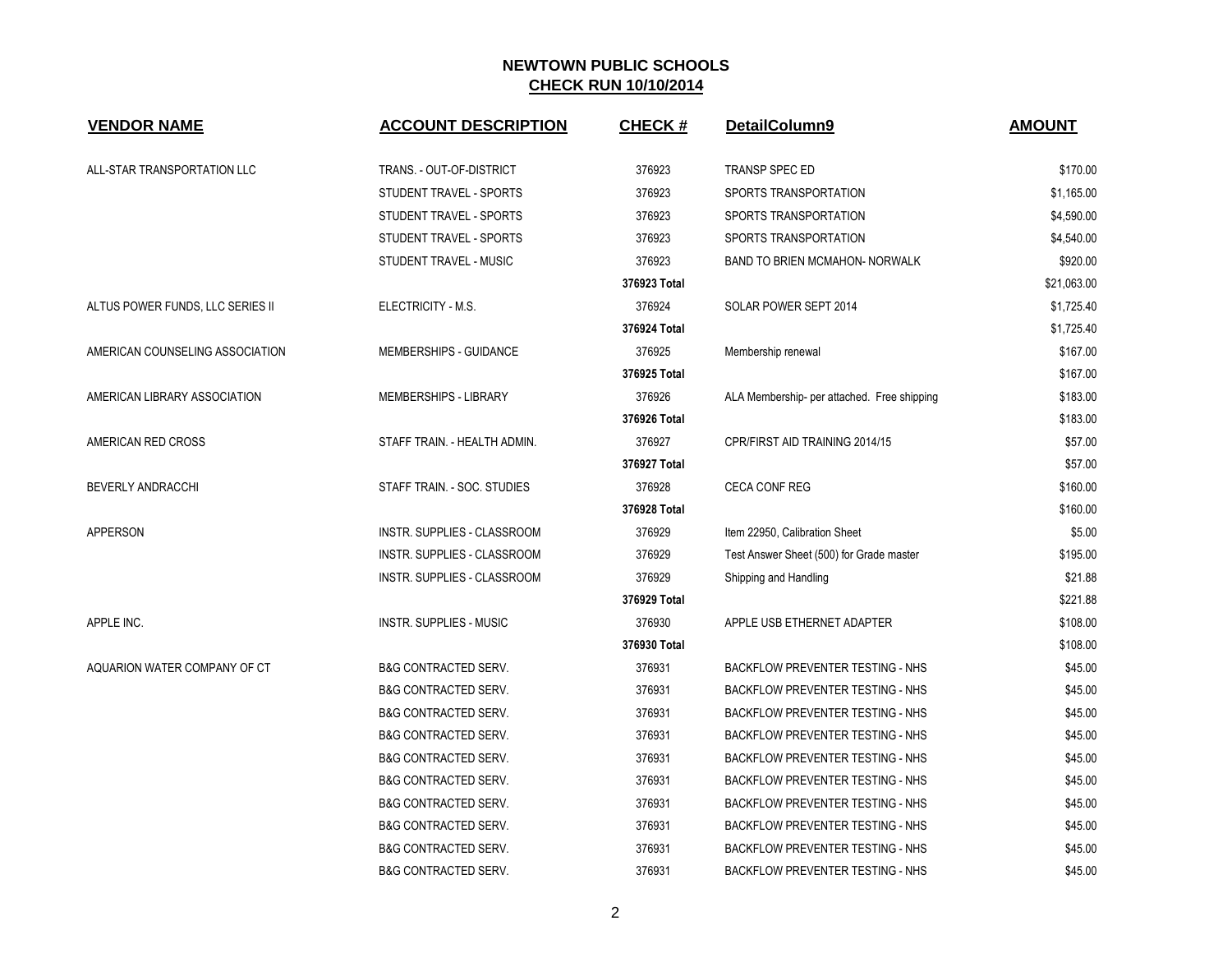# NEWTOWN PUBLIC SCHOOLS

## CHECK RUN 10/10/2014

| VENDOR NAME | ACCOUNT DESCRIPTION | CHECK # | DetailColumn9 | AMOUNT |
|---|---|---|---|---|
| ALL-STAR TRANSPORTATION LLC | TRANS. - OUT-OF-DISTRICT | 376923 | TRANSP SPEC ED | $170.00 |
| | STUDENT TRAVEL - SPORTS | 376923 | SPORTS TRANSPORTATION | $1,165.00 |
| | STUDENT TRAVEL - SPORTS | 376923 | SPORTS TRANSPORTATION | $4,590.00 |
| | STUDENT TRAVEL - SPORTS | 376923 | SPORTS TRANSPORTATION | $4,540.00 |
| | STUDENT TRAVEL - MUSIC | 376923 | BAND TO BRIEN MCMAHON- NORWALK | $920.00 |
| | | 376923 Total | | $21,063.00 |
| ALTUS POWER FUNDS, LLC SERIES II | ELECTRICITY - M.S. | 376924 | SOLAR POWER SEPT 2014 | $1,725.40 |
| | | 376924 Total | | $1,725.40 |
| AMERICAN COUNSELING ASSOCIATION | MEMBERSHIPS - GUIDANCE | 376925 | Membership renewal | $167.00 |
| | | 376925 Total | | $167.00 |
| AMERICAN LIBRARY ASSOCIATION | MEMBERSHIPS - LIBRARY | 376926 | ALA Membership- per attached. Free shipping | $183.00 |
| | | 376926 Total | | $183.00 |
| AMERICAN RED CROSS | STAFF TRAIN. - HEALTH ADMIN. | 376927 | CPR/FIRST AID TRAINING 2014/15 | $57.00 |
| | | 376927 Total | | $57.00 |
| BEVERLY ANDRACCHI | STAFF TRAIN. - SOC. STUDIES | 376928 | CECA CONF REG | $160.00 |
| | | 376928 Total | | $160.00 |
| APPERSON | INSTR. SUPPLIES - CLASSROOM | 376929 | Item 22950, Calibration Sheet | $5.00 |
| | INSTR. SUPPLIES - CLASSROOM | 376929 | Test Answer Sheet (500) for Grade master | $195.00 |
| | INSTR. SUPPLIES - CLASSROOM | 376929 | Shipping and Handling | $21.88 |
| | | 376929 Total | | $221.88 |
| APPLE INC. | INSTR. SUPPLIES - MUSIC | 376930 | APPLE USB ETHERNET ADAPTER | $108.00 |
| | | 376930 Total | | $108.00 |
| AQUARION WATER COMPANY OF CT | B&G CONTRACTED SERV. | 376931 | BACKFLOW PREVENTER TESTING - NHS | $45.00 |
| | B&G CONTRACTED SERV. | 376931 | BACKFLOW PREVENTER TESTING - NHS | $45.00 |
| | B&G CONTRACTED SERV. | 376931 | BACKFLOW PREVENTER TESTING - NHS | $45.00 |
| | B&G CONTRACTED SERV. | 376931 | BACKFLOW PREVENTER TESTING - NHS | $45.00 |
| | B&G CONTRACTED SERV. | 376931 | BACKFLOW PREVENTER TESTING - NHS | $45.00 |
| | B&G CONTRACTED SERV. | 376931 | BACKFLOW PREVENTER TESTING - NHS | $45.00 |
| | B&G CONTRACTED SERV. | 376931 | BACKFLOW PREVENTER TESTING - NHS | $45.00 |
| | B&G CONTRACTED SERV. | 376931 | BACKFLOW PREVENTER TESTING - NHS | $45.00 |
| | B&G CONTRACTED SERV. | 376931 | BACKFLOW PREVENTER TESTING - NHS | $45.00 |
| | B&G CONTRACTED SERV. | 376931 | BACKFLOW PREVENTER TESTING - NHS | $45.00 |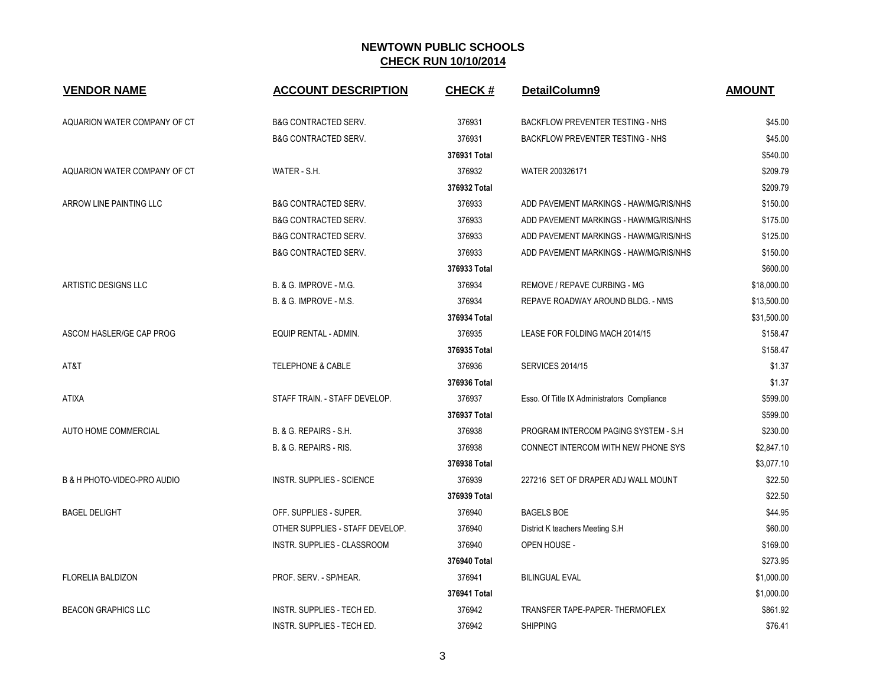## NEWTOWN PUBLIC SCHOOLS
## CHECK RUN 10/10/2014

| VENDOR NAME | ACCOUNT DESCRIPTION | CHECK # | DetailColumn9 | AMOUNT |
|---|---|---|---|---|
| AQUARION WATER COMPANY OF CT | B&G CONTRACTED SERV. | 376931 | BACKFLOW PREVENTER TESTING - NHS | $45.00 |
| | B&G CONTRACTED SERV. | 376931 | BACKFLOW PREVENTER TESTING - NHS | $45.00 |
| | | **376931 Total** | | $540.00 |
| AQUARION WATER COMPANY OF CT | WATER - S.H. | 376932 | WATER 200326171 | $209.79 |
| | | **376932 Total** | | $209.79 |
| ARROW LINE PAINTING LLC | B&G CONTRACTED SERV. | 376933 | ADD PAVEMENT MARKINGS - HAW/MG/RIS/NHS | $150.00 |
| | B&G CONTRACTED SERV. | 376933 | ADD PAVEMENT MARKINGS - HAW/MG/RIS/NHS | $175.00 |
| | B&G CONTRACTED SERV. | 376933 | ADD PAVEMENT MARKINGS - HAW/MG/RIS/NHS | $125.00 |
| | B&G CONTRACTED SERV. | 376933 | ADD PAVEMENT MARKINGS - HAW/MG/RIS/NHS | $150.00 |
| | | **376933 Total** | | $600.00 |
| ARTISTIC DESIGNS LLC | B. & G. IMPROVE - M.G. | 376934 | REMOVE / REPAVE CURBING - MG | $18,000.00 |
| | B. & G. IMPROVE - M.S. | 376934 | REPAVE ROADWAY AROUND BLDG. - NMS | $13,500.00 |
| | | **376934 Total** | | $31,500.00 |
| ASCOM HASLER/GE CAP PROG | EQUIP RENTAL - ADMIN. | 376935 | LEASE FOR FOLDING MACH 2014/15 | $158.47 |
| | | **376935 Total** | | $158.47 |
| AT&T | TELEPHONE & CABLE | 376936 | SERVICES 2014/15 | $1.37 |
| | | **376936 Total** | | $1.37 |
| ATIXA | STAFF TRAIN. - STAFF DEVELOP. | 376937 | Esso. Of Title IX Administrators Compliance | $599.00 |
| | | **376937 Total** | | $599.00 |
| AUTO HOME COMMERCIAL | B. & G. REPAIRS - S.H. | 376938 | PROGRAM INTERCOM PAGING SYSTEM - S.H | $230.00 |
| | B. & G. REPAIRS - RIS. | 376938 | CONNECT INTERCOM WITH NEW PHONE SYS | $2,847.10 |
| | | **376938 Total** | | $3,077.10 |
| B & H PHOTO-VIDEO-PRO AUDIO | INSTR. SUPPLIES - SCIENCE | 376939 | 227216 SET OF DRAPER ADJ WALL MOUNT | $22.50 |
| | | **376939 Total** | | $22.50 |
| BAGEL DELIGHT | OFF. SUPPLIES - SUPER. | 376940 | BAGELS BOE | $44.95 |
| | OTHER SUPPLIES - STAFF DEVELOP. | 376940 | District K teachers Meeting S.H | $60.00 |
| | INSTR. SUPPLIES - CLASSROOM | 376940 | OPEN HOUSE - | $169.00 |
| | | **376940 Total** | | $273.95 |
| FLORELIA BALDIZON | PROF. SERV. - SP/HEAR. | 376941 | BILINGUAL EVAL | $1,000.00 |
| | | **376941 Total** | | $1,000.00 |
| BEACON GRAPHICS LLC | INSTR. SUPPLIES - TECH ED. | 376942 | TRANSFER TAPE-PAPER- THERMOFLEX | $861.92 |
| | INSTR. SUPPLIES - TECH ED. | 376942 | SHIPPING | $76.41 |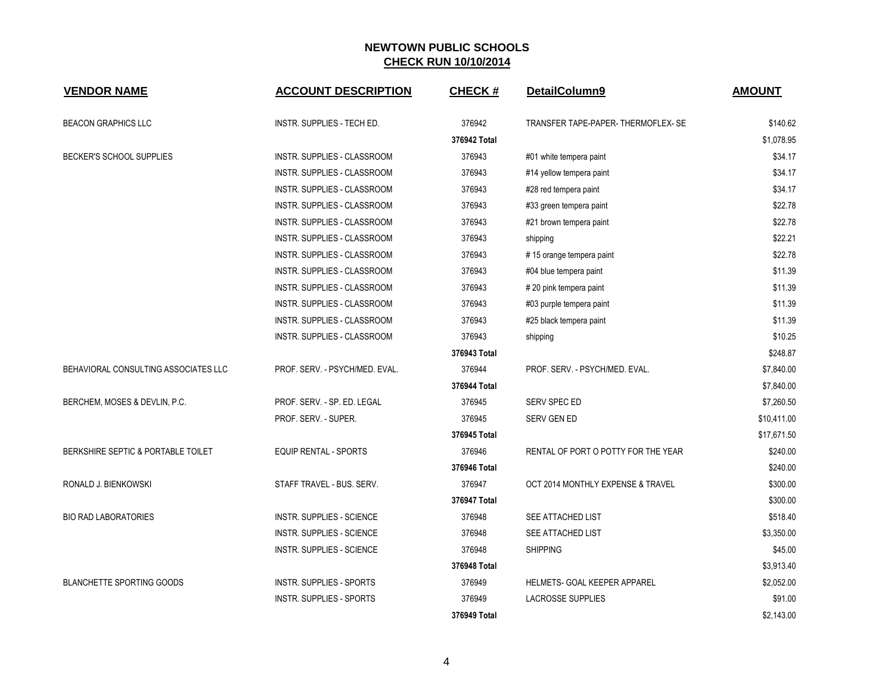## NEWTOWN PUBLIC SCHOOLS
## CHECK RUN 10/10/2014

| VENDOR NAME | ACCOUNT DESCRIPTION | CHECK # | DetailColumn9 | AMOUNT |
|---|---|---|---|---|
| BEACON GRAPHICS LLC | INSTR. SUPPLIES - TECH ED. | 376942 | TRANSFER TAPE-PAPER- THERMOFLEX- SE | $140.62 |
| | | **376942 Total** | | $1,078.95 |
| BECKER'S SCHOOL SUPPLIES | INSTR. SUPPLIES - CLASSROOM | 376943 | #01 white tempera paint | $34.17 |
| | INSTR. SUPPLIES - CLASSROOM | 376943 | #14 yellow tempera paint | $34.17 |
| | INSTR. SUPPLIES - CLASSROOM | 376943 | #28 red tempera paint | $34.17 |
| | INSTR. SUPPLIES - CLASSROOM | 376943 | #33 green tempera paint | $22.78 |
| | INSTR. SUPPLIES - CLASSROOM | 376943 | #21 brown tempera paint | $22.78 |
| | INSTR. SUPPLIES - CLASSROOM | 376943 | shipping | $22.21 |
| | INSTR. SUPPLIES - CLASSROOM | 376943 | # 15 orange tempera paint | $22.78 |
| | INSTR. SUPPLIES - CLASSROOM | 376943 | #04 blue tempera paint | $11.39 |
| | INSTR. SUPPLIES - CLASSROOM | 376943 | # 20 pink tempera paint | $11.39 |
| | INSTR. SUPPLIES - CLASSROOM | 376943 | #03 purple tempera paint | $11.39 |
| | INSTR. SUPPLIES - CLASSROOM | 376943 | #25 black tempera paint | $11.39 |
| | INSTR. SUPPLIES - CLASSROOM | 376943 | shipping | $10.25 |
| | | **376943 Total** | | $248.87 |
| BEHAVIORAL CONSULTING ASSOCIATES LLC | PROF. SERV. - PSYCH/MED. EVAL. | 376944 | PROF. SERV. - PSYCH/MED. EVAL. | $7,840.00 |
| | | **376944 Total** | | $7,840.00 |
| BERCHEM, MOSES & DEVLIN, P.C. | PROF. SERV. - SP. ED. LEGAL | 376945 | SERV SPEC ED | $7,260.50 |
| | PROF. SERV. - SUPER. | 376945 | SERV GEN ED | $10,411.00 |
| | | **376945 Total** | | $17,671.50 |
| BERKSHIRE SEPTIC & PORTABLE TOILET | EQUIP RENTAL - SPORTS | 376946 | RENTAL OF PORT O POTTY FOR THE YEAR | $240.00 |
| | | **376946 Total** | | $240.00 |
| RONALD J. BIENKOWSKI | STAFF TRAVEL - BUS. SERV. | 376947 | OCT 2014 MONTHLY EXPENSE & TRAVEL | $300.00 |
| | | **376947 Total** | | $300.00 |
| BIO RAD LABORATORIES | INSTR. SUPPLIES - SCIENCE | 376948 | SEE ATTACHED LIST | $518.40 |
| | INSTR. SUPPLIES - SCIENCE | 376948 | SEE ATTACHED LIST | $3,350.00 |
| | INSTR. SUPPLIES - SCIENCE | 376948 | SHIPPING | $45.00 |
| | | **376948 Total** | | $3,913.40 |
| BLANCHETTE SPORTING GOODS | INSTR. SUPPLIES - SPORTS | 376949 | HELMETS- GOAL KEEPER APPAREL | $2,052.00 |
| | INSTR. SUPPLIES - SPORTS | 376949 | LACROSSE SUPPLIES | $91.00 |
| | | **376949 Total** | | $2,143.00 |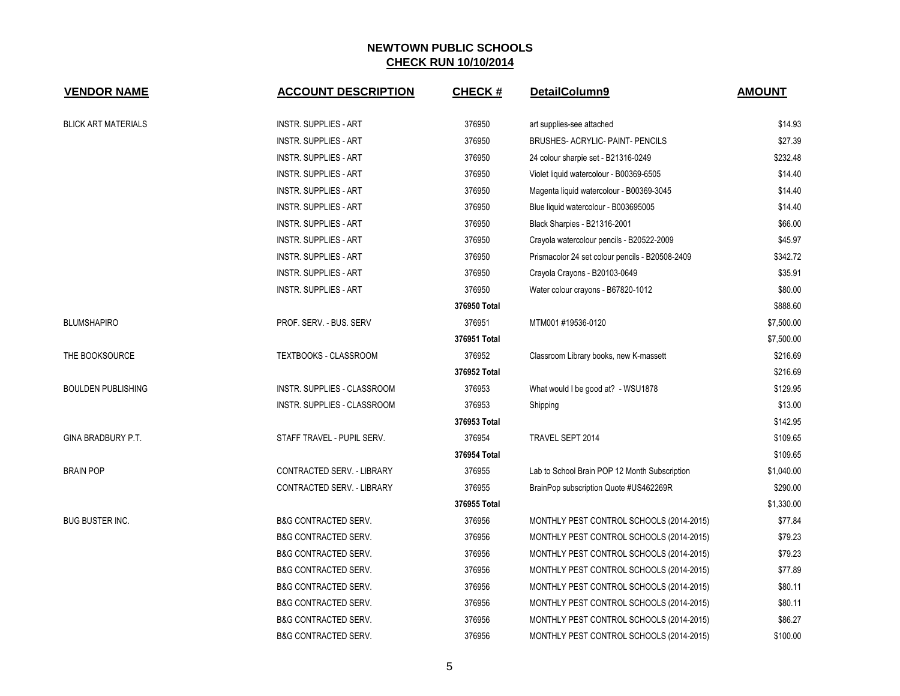# NEWTOWN PUBLIC SCHOOLS

## CHECK RUN 10/10/2014

| VENDOR NAME | ACCOUNT DESCRIPTION | CHECK # | DetailColumn9 | AMOUNT |
|---|---|---|---|---|
| BLICK ART MATERIALS | INSTR. SUPPLIES - ART | 376950 | art supplies-see attached | $14.93 |
| | INSTR. SUPPLIES - ART | 376950 | BRUSHES- ACRYLIC- PAINT- PENCILS | $27.39 |
| | INSTR. SUPPLIES - ART | 376950 | 24 colour sharpie set - B21316-0249 | $232.48 |
| | INSTR. SUPPLIES - ART | 376950 | Violet liquid watercolour - B00369-6505 | $14.40 |
| | INSTR. SUPPLIES - ART | 376950 | Magenta liquid watercolour - B00369-3045 | $14.40 |
| | INSTR. SUPPLIES - ART | 376950 | Blue liquid watercolour - B003695005 | $14.40 |
| | INSTR. SUPPLIES - ART | 376950 | Black Sharpies - B21316-2001 | $66.00 |
| | INSTR. SUPPLIES - ART | 376950 | Crayola watercolour pencils - B20522-2009 | $45.97 |
| | INSTR. SUPPLIES - ART | 376950 | Prismacolor 24 set colour pencils - B20508-2409 | $342.72 |
| | INSTR. SUPPLIES - ART | 376950 | Crayola Crayons - B20103-0649 | $35.91 |
| | INSTR. SUPPLIES - ART | 376950 | Water colour crayons - B67820-1012 | $80.00 |
| | | **376950 Total** | | $888.60 |
| BLUMSHAPIRO | PROF. SERV. - BUS. SERV | 376951 | MTM001 #19536-0120 | $7,500.00 |
| | | **376951 Total** | | $7,500.00 |
| THE BOOKSOURCE | TEXTBOOKS - CLASSROOM | 376952 | Classroom Library books, new K-massett | $216.69 |
| | | **376952 Total** | | $216.69 |
| BOULDEN PUBLISHING | INSTR. SUPPLIES - CLASSROOM | 376953 | What would I be good at? - WSU1878 | $129.95 |
| | INSTR. SUPPLIES - CLASSROOM | 376953 | Shipping | $13.00 |
| | | **376953 Total** | | $142.95 |
| GINA BRADBURY P.T. | STAFF TRAVEL - PUPIL SERV. | 376954 | TRAVEL SEPT 2014 | $109.65 |
| | | **376954 Total** | | $109.65 |
| BRAIN POP | CONTRACTED SERV. - LIBRARY | 376955 | Lab to School Brain POP 12 Month Subscription | $1,040.00 |
| | CONTRACTED SERV. - LIBRARY | 376955 | BrainPop subscription Quote #US462269R | $290.00 |
| | | **376955 Total** | | $1,330.00 |
| BUG BUSTER INC. | B&G CONTRACTED SERV. | 376956 | MONTHLY PEST CONTROL SCHOOLS (2014-2015) | $77.84 |
| | B&G CONTRACTED SERV. | 376956 | MONTHLY PEST CONTROL SCHOOLS (2014-2015) | $79.23 |
| | B&G CONTRACTED SERV. | 376956 | MONTHLY PEST CONTROL SCHOOLS (2014-2015) | $79.23 |
| | B&G CONTRACTED SERV. | 376956 | MONTHLY PEST CONTROL SCHOOLS (2014-2015) | $77.89 |
| | B&G CONTRACTED SERV. | 376956 | MONTHLY PEST CONTROL SCHOOLS (2014-2015) | $80.11 |
| | B&G CONTRACTED SERV. | 376956 | MONTHLY PEST CONTROL SCHOOLS (2014-2015) | $80.11 |
| | B&G CONTRACTED SERV. | 376956 | MONTHLY PEST CONTROL SCHOOLS (2014-2015) | $86.27 |
| | B&G CONTRACTED SERV. | 376956 | MONTHLY PEST CONTROL SCHOOLS (2014-2015) | $100.00 |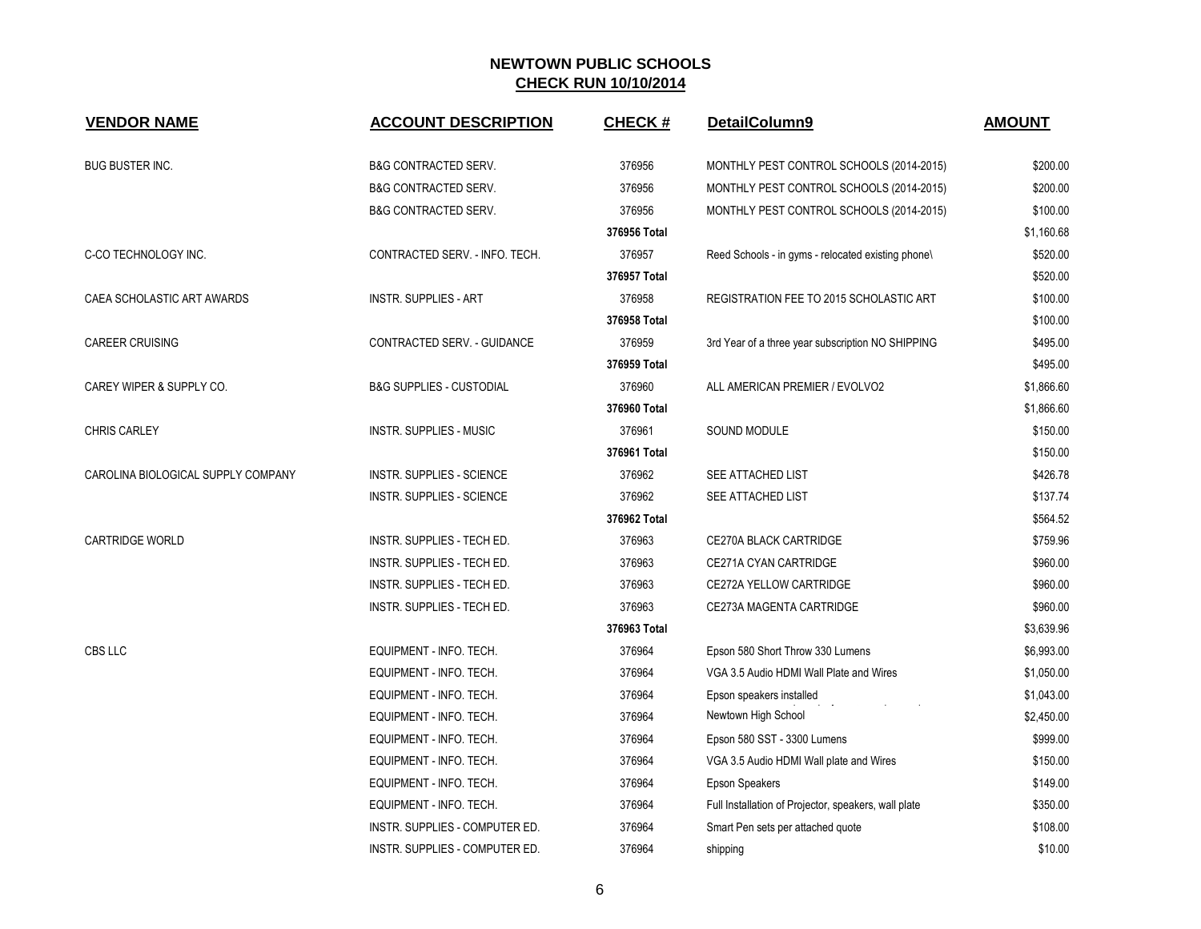# NEWTOWN PUBLIC SCHOOLS

## CHECK RUN 10/10/2014

| VENDOR NAME | ACCOUNT DESCRIPTION | CHECK # | DetailColumn9 | AMOUNT |
|---|---|---|---|---|
| BUG BUSTER INC. | B&G CONTRACTED SERV. | 376956 | MONTHLY PEST CONTROL SCHOOLS (2014-2015) | $200.00 |
| | B&G CONTRACTED SERV. | 376956 | MONTHLY PEST CONTROL SCHOOLS (2014-2015) | $200.00 |
| | B&G CONTRACTED SERV. | 376956 | MONTHLY PEST CONTROL SCHOOLS (2014-2015) | $100.00 |
| | | **376956 Total** | | $1,160.68 |
| C-CO TECHNOLOGY INC. | CONTRACTED SERV. - INFO. TECH. | 376957 | Reed Schools - in gyms - relocated existing phone\ | $520.00 |
| | | **376957 Total** | | $520.00 |
| CAEA SCHOLASTIC ART AWARDS | INSTR. SUPPLIES - ART | 376958 | REGISTRATION FEE TO 2015 SCHOLASTIC ART | $100.00 |
| | | **376958 Total** | | $100.00 |
| CAREER CRUISING | CONTRACTED SERV. - GUIDANCE | 376959 | 3rd Year of a three year subscription NO SHIPPING | $495.00 |
| | | **376959 Total** | | $495.00 |
| CAREY WIPER & SUPPLY CO. | B&G SUPPLIES - CUSTODIAL | 376960 | ALL AMERICAN PREMIER / EVOLVO2 | $1,866.60 |
| | | **376960 Total** | | $1,866.60 |
| CHRIS CARLEY | INSTR. SUPPLIES - MUSIC | 376961 | SOUND MODULE | $150.00 |
| | | **376961 Total** | | $150.00 |
| CAROLINA BIOLOGICAL SUPPLY COMPANY | INSTR. SUPPLIES - SCIENCE | 376962 | SEE ATTACHED LIST | $426.78 |
| | INSTR. SUPPLIES - SCIENCE | 376962 | SEE ATTACHED LIST | $137.74 |
| | | **376962 Total** | | $564.52 |
| CARTRIDGE WORLD | INSTR. SUPPLIES - TECH ED. | 376963 | CE270A BLACK CARTRIDGE | $759.96 |
| | INSTR. SUPPLIES - TECH ED. | 376963 | CE271A CYAN CARTRIDGE | $960.00 |
| | INSTR. SUPPLIES - TECH ED. | 376963 | CE272A YELLOW CARTRIDGE | $960.00 |
| | INSTR. SUPPLIES - TECH ED. | 376963 | CE273A MAGENTA CARTRIDGE | $960.00 |
| | | **376963 Total** | | $3,639.96 |
| CBS LLC | EQUIPMENT - INFO. TECH. | 376964 | Epson 580 Short Throw 330 Lumens | $6,993.00 |
| | EQUIPMENT - INFO. TECH. | 376964 | VGA 3.5 Audio HDMI Wall Plate and Wires | $1,050.00 |
| | EQUIPMENT - INFO. TECH. | 376964 | Epson speakers installed | $1,043.00 |
| | EQUIPMENT - INFO. TECH. | 376964 | Newtown High School | $2,450.00 |
| | EQUIPMENT - INFO. TECH. | 376964 | Epson 580 SST - 3300 Lumens | $999.00 |
| | EQUIPMENT - INFO. TECH. | 376964 | VGA 3.5 Audio HDMI Wall plate and Wires | $150.00 |
| | EQUIPMENT - INFO. TECH. | 376964 | Epson Speakers | $149.00 |
| | EQUIPMENT - INFO. TECH. | 376964 | Full Installation of Projector, speakers, wall plate | $350.00 |
| | INSTR. SUPPLIES - COMPUTER ED. | 376964 | Smart Pen sets per attached quote | $108.00 |
| | INSTR. SUPPLIES - COMPUTER ED. | 376964 | shipping | $10.00 |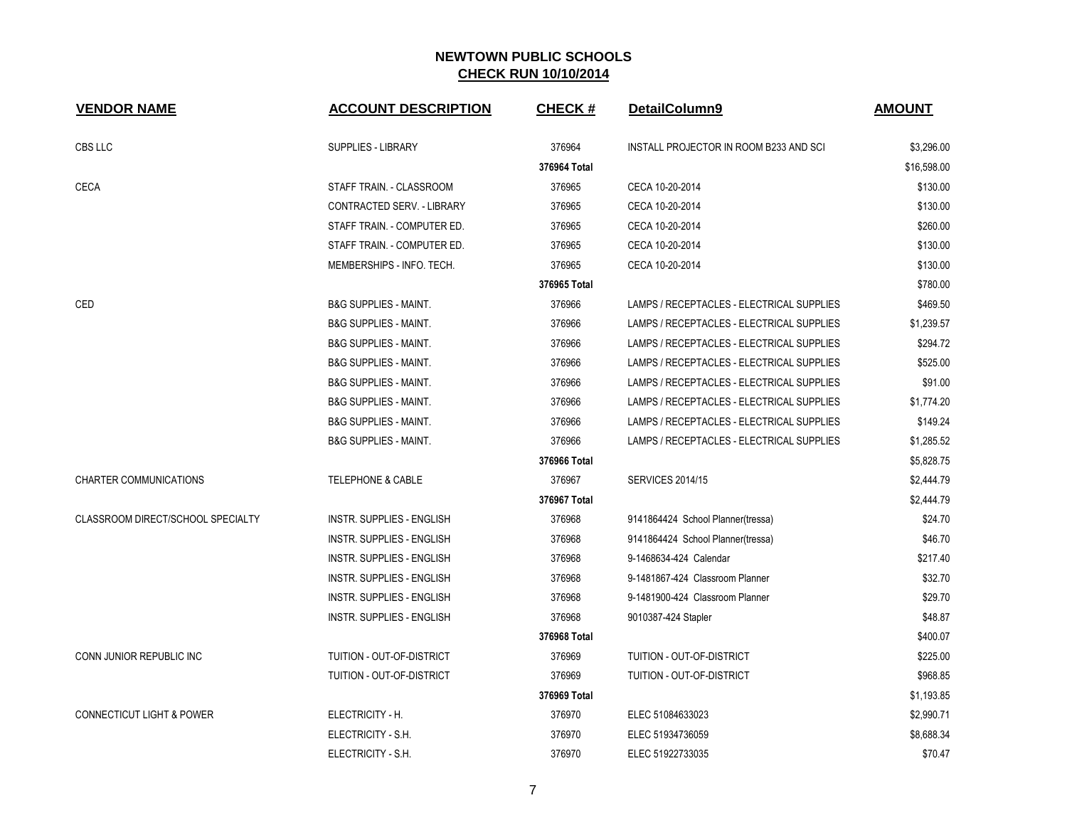# NEWTOWN PUBLIC SCHOOLS

## CHECK RUN 10/10/2014

| VENDOR NAME | ACCOUNT DESCRIPTION | CHECK # | DetailColumn9 | AMOUNT |
|---|---|---|---|---|
| CBS LLC | SUPPLIES - LIBRARY | 376964 | INSTALL PROJECTOR IN ROOM B233 AND SCI | $3,296.00 |
| | | **376964 Total** | | $16,598.00 |
| CECA | STAFF TRAIN. - CLASSROOM | 376965 | CECA 10-20-2014 | $130.00 |
| | CONTRACTED SERV. - LIBRARY | 376965 | CECA 10-20-2014 | $130.00 |
| | STAFF TRAIN. - COMPUTER ED. | 376965 | CECA 10-20-2014 | $260.00 |
| | STAFF TRAIN. - COMPUTER ED. | 376965 | CECA 10-20-2014 | $130.00 |
| | MEMBERSHIPS - INFO. TECH. | 376965 | CECA 10-20-2014 | $130.00 |
| | | **376965 Total** | | $780.00 |
| CED | B&G SUPPLIES - MAINT. | 376966 | LAMPS / RECEPTACLES - ELECTRICAL SUPPLIES | $469.50 |
| | B&G SUPPLIES - MAINT. | 376966 | LAMPS / RECEPTACLES - ELECTRICAL SUPPLIES | $1,239.57 |
| | B&G SUPPLIES - MAINT. | 376966 | LAMPS / RECEPTACLES - ELECTRICAL SUPPLIES | $294.72 |
| | B&G SUPPLIES - MAINT. | 376966 | LAMPS / RECEPTACLES - ELECTRICAL SUPPLIES | $525.00 |
| | B&G SUPPLIES - MAINT. | 376966 | LAMPS / RECEPTACLES - ELECTRICAL SUPPLIES | $91.00 |
| | B&G SUPPLIES - MAINT. | 376966 | LAMPS / RECEPTACLES - ELECTRICAL SUPPLIES | $1,774.20 |
| | B&G SUPPLIES - MAINT. | 376966 | LAMPS / RECEPTACLES - ELECTRICAL SUPPLIES | $149.24 |
| | B&G SUPPLIES - MAINT. | 376966 | LAMPS / RECEPTACLES - ELECTRICAL SUPPLIES | $1,285.52 |
| | | **376966 Total** | | $5,828.75 |
| CHARTER COMMUNICATIONS | TELEPHONE & CABLE | 376967 | SERVICES 2014/15 | $2,444.79 |
| | | **376967 Total** | | $2,444.79 |
| CLASSROOM DIRECT/SCHOOL SPECIALTY | INSTR. SUPPLIES - ENGLISH | 376968 | 9141864424 School Planner(tressa) | $24.70 |
| | INSTR. SUPPLIES - ENGLISH | 376968 | 9141864424 School Planner(tressa) | $46.70 |
| | INSTR. SUPPLIES - ENGLISH | 376968 | 9-1468634-424 Calendar | $217.40 |
| | INSTR. SUPPLIES - ENGLISH | 376968 | 9-1481867-424 Classroom Planner | $32.70 |
| | INSTR. SUPPLIES - ENGLISH | 376968 | 9-1481900-424 Classroom Planner | $29.70 |
| | INSTR. SUPPLIES - ENGLISH | 376968 | 9010387-424 Stapler | $48.87 |
| | | **376968 Total** | | $400.07 |
| CONN JUNIOR REPUBLIC INC | TUITION - OUT-OF-DISTRICT | 376969 | TUITION - OUT-OF-DISTRICT | $225.00 |
| | TUITION - OUT-OF-DISTRICT | 376969 | TUITION - OUT-OF-DISTRICT | $968.85 |
| | | **376969 Total** | | $1,193.85 |
| CONNECTICUT LIGHT & POWER | ELECTRICITY - H. | 376970 | ELEC 51084633023 | $2,990.71 |
| | ELECTRICITY - S.H. | 376970 | ELEC 51934736059 | $8,688.34 |
| | ELECTRICITY - S.H. | 376970 | ELEC 51922733035 | $70.47 |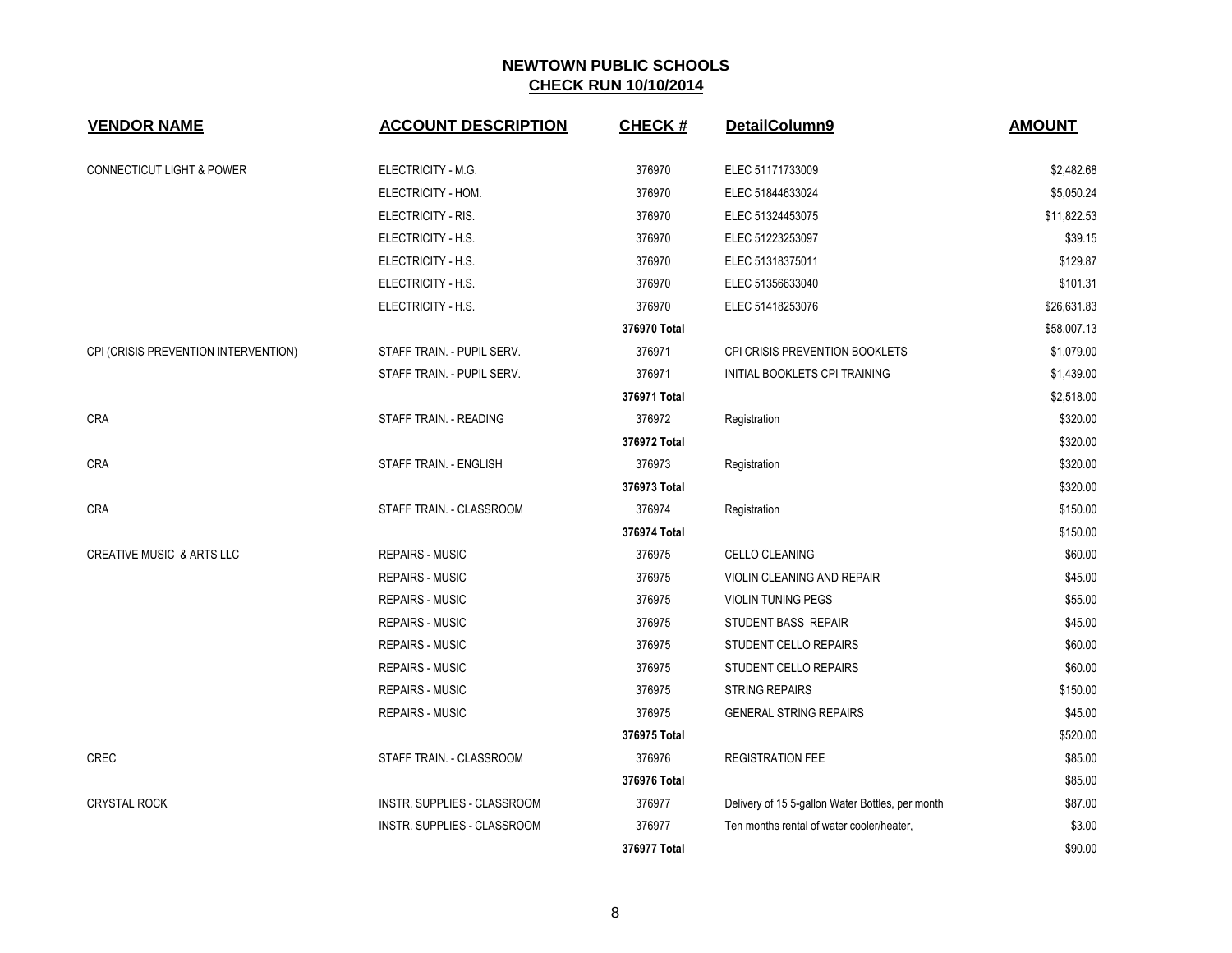# NEWTOWN PUBLIC SCHOOLS

## CHECK RUN 10/10/2014

| VENDOR NAME | ACCOUNT DESCRIPTION | CHECK # | DetailColumn9 | AMOUNT |
|---|---|---|---|---|
| CONNECTICUT LIGHT & POWER | ELECTRICITY - M.G. | 376970 | ELEC 51171733009 | $2,482.68 |
| | ELECTRICITY - HOM. | 376970 | ELEC 51844633024 | $5,050.24 |
| | ELECTRICITY - RIS. | 376970 | ELEC 51324453075 | $11,822.53 |
| | ELECTRICITY - H.S. | 376970 | ELEC 51223253097 | $39.15 |
| | ELECTRICITY - H.S. | 376970 | ELEC 51318375011 | $129.87 |
| | ELECTRICITY - H.S. | 376970 | ELEC 51356633040 | $101.31 |
| | ELECTRICITY - H.S. | 376970 | ELEC 51418253076 | $26,631.83 |
| | | **376970 Total** | | $58,007.13 |
| CPI (CRISIS PREVENTION INTERVENTION) | STAFF TRAIN. - PUPIL SERV. | 376971 | CPI CRISIS PREVENTION BOOKLETS | $1,079.00 |
| | STAFF TRAIN. - PUPIL SERV. | 376971 | INITIAL BOOKLETS CPI TRAINING | $1,439.00 |
| | | **376971 Total** | | $2,518.00 |
| CRA | STAFF TRAIN. - READING | 376972 | Registration | $320.00 |
| | | **376972 Total** | | $320.00 |
| CRA | STAFF TRAIN. - ENGLISH | 376973 | Registration | $320.00 |
| | | **376973 Total** | | $320.00 |
| CRA | STAFF TRAIN. - CLASSROOM | 376974 | Registration | $150.00 |
| | | **376974 Total** | | $150.00 |
| CREATIVE MUSIC & ARTS LLC | REPAIRS - MUSIC | 376975 | CELLO CLEANING | $60.00 |
| | REPAIRS - MUSIC | 376975 | VIOLIN CLEANING AND REPAIR | $45.00 |
| | REPAIRS - MUSIC | 376975 | VIOLIN TUNING PEGS | $55.00 |
| | REPAIRS - MUSIC | 376975 | STUDENT BASS REPAIR | $45.00 |
| | REPAIRS - MUSIC | 376975 | STUDENT CELLO REPAIRS | $60.00 |
| | REPAIRS - MUSIC | 376975 | STUDENT CELLO REPAIRS | $60.00 |
| | REPAIRS - MUSIC | 376975 | STRING REPAIRS | $150.00 |
| | REPAIRS - MUSIC | 376975 | GENERAL STRING REPAIRS | $45.00 |
| | | **376975 Total** | | $520.00 |
| CREC | STAFF TRAIN. - CLASSROOM | 376976 | REGISTRATION FEE | $85.00 |
| | | **376976 Total** | | $85.00 |
| CRYSTAL ROCK | INSTR. SUPPLIES - CLASSROOM | 376977 | Delivery of 15 5-gallon Water Bottles, per month | $87.00 |
| | INSTR. SUPPLIES - CLASSROOM | 376977 | Ten months rental of water cooler/heater, | $3.00 |
| | | **376977 Total** | | $90.00 |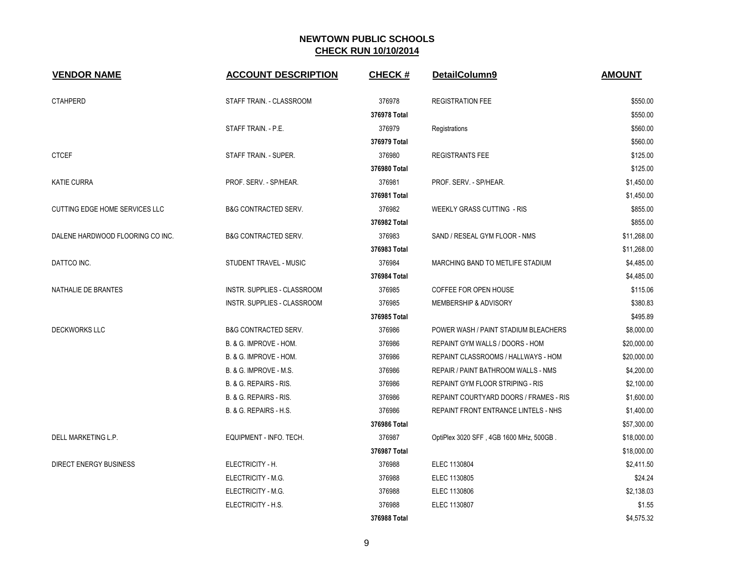# NEWTOWN PUBLIC SCHOOLS

## CHECK RUN 10/10/2014

| VENDOR NAME | ACCOUNT DESCRIPTION | CHECK # | DetailColumn9 | AMOUNT |
|---|---|---|---|---|
| CTAHPERD | STAFF TRAIN. - CLASSROOM | 376978 | REGISTRATION FEE | $550.00 |
| | | 376978 Total | | $550.00 |
| | STAFF TRAIN. - P.E. | 376979 | Registrations | $560.00 |
| | | 376979 Total | | $560.00 |
| CTCEF | STAFF TRAIN. - SUPER. | 376980 | REGISTRANTS FEE | $125.00 |
| | | 376980 Total | | $125.00 |
| KATIE CURRA | PROF. SERV. - SP/HEAR. | 376981 | PROF. SERV. - SP/HEAR. | $1,450.00 |
| | | 376981 Total | | $1,450.00 |
| CUTTING EDGE HOME SERVICES LLC | B&G CONTRACTED SERV. | 376982 | WEEKLY GRASS CUTTING - RIS | $855.00 |
| | | 376982 Total | | $855.00 |
| DALENE HARDWOOD FLOORING CO INC. | B&G CONTRACTED SERV. | 376983 | SAND / RESEAL GYM FLOOR - NMS | $11,268.00 |
| | | 376983 Total | | $11,268.00 |
| DATTCO INC. | STUDENT TRAVEL - MUSIC | 376984 | MARCHING BAND TO METLIFE STADIUM | $4,485.00 |
| | | 376984 Total | | $4,485.00 |
| NATHALIE DE BRANTES | INSTR. SUPPLIES - CLASSROOM | 376985 | COFFEE FOR OPEN HOUSE | $115.06 |
| | INSTR. SUPPLIES - CLASSROOM | 376985 | MEMBERSHIP & ADVISORY | $380.83 |
| | | 376985 Total | | $495.89 |
| DECKWORKS LLC | B&G CONTRACTED SERV. | 376986 | POWER WASH / PAINT STADIUM BLEACHERS | $8,000.00 |
| | B. & G. IMPROVE - HOM. | 376986 | REPAINT GYM WALLS / DOORS - HOM | $20,000.00 |
| | B. & G. IMPROVE - HOM. | 376986 | REPAINT CLASSROOMS / HALLWAYS - HOM | $20,000.00 |
| | B. & G. IMPROVE - M.S. | 376986 | REPAIR / PAINT BATHROOM WALLS - NMS | $4,200.00 |
| | B. & G. REPAIRS - RIS. | 376986 | REPAINT GYM FLOOR STRIPING - RIS | $2,100.00 |
| | B. & G. REPAIRS - RIS. | 376986 | REPAINT COURTYARD DOORS / FRAMES - RIS | $1,600.00 |
| | B. & G. REPAIRS - H.S. | 376986 | REPAINT FRONT ENTRANCE LINTELS - NHS | $1,400.00 |
| | | 376986 Total | | $57,300.00 |
| DELL MARKETING L.P. | EQUIPMENT - INFO. TECH. | 376987 | OptiPlex 3020 SFF , 4GB 1600 MHz, 500GB . | $18,000.00 |
| | | 376987 Total | | $18,000.00 |
| DIRECT ENERGY BUSINESS | ELECTRICITY - H. | 376988 | ELEC 1130804 | $2,411.50 |
| | ELECTRICITY - M.G. | 376988 | ELEC 1130805 | $24.24 |
| | ELECTRICITY - M.G. | 376988 | ELEC 1130806 | $2,138.03 |
| | ELECTRICITY - H.S. | 376988 | ELEC 1130807 | $1.55 |
| | | 376988 Total | | $4,575.32 |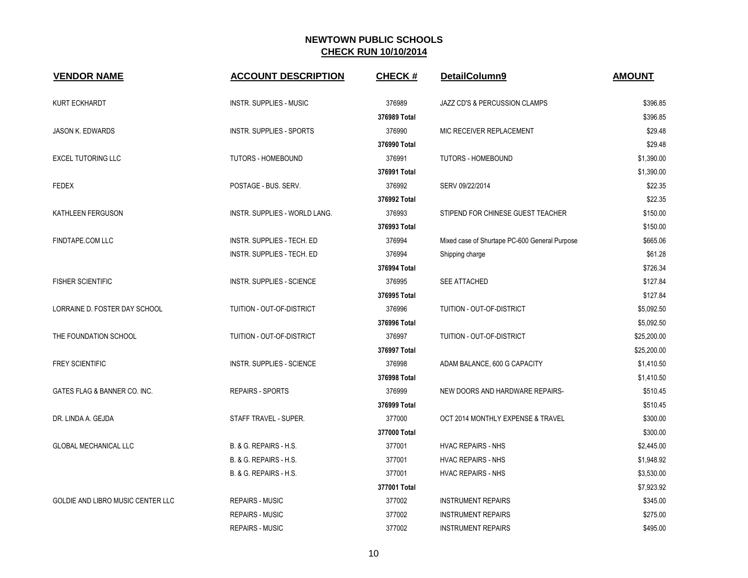## NEWTOWN PUBLIC SCHOOLS

**CHECK RUN 10/10/2014**

| VENDOR NAME | ACCOUNT DESCRIPTION | CHECK # | DetailColumn9 | AMOUNT |
|---|---|---|---|---|
| KURT ECKHARDT | INSTR. SUPPLIES - MUSIC | 376989 | JAZZ CD'S & PERCUSSION CLAMPS | $396.85 |
| | | **376989 Total** | | $396.85 |
| JASON K. EDWARDS | INSTR. SUPPLIES - SPORTS | 376990 | MIC RECEIVER REPLACEMENT | $29.48 |
| | | **376990 Total** | | $29.48 |
| EXCEL TUTORING LLC | TUTORS - HOMEBOUND | 376991 | TUTORS - HOMEBOUND | $1,390.00 |
| | | **376991 Total** | | $1,390.00 |
| FEDEX | POSTAGE - BUS. SERV. | 376992 | SERV 09/22/2014 | $22.35 |
| | | **376992 Total** | | $22.35 |
| KATHLEEN FERGUSON | INSTR. SUPPLIES - WORLD LANG. | 376993 | STIPEND FOR CHINESE GUEST TEACHER | $150.00 |
| | | **376993 Total** | | $150.00 |
| FINDTAPE.COM LLC | INSTR. SUPPLIES - TECH. ED | 376994 | Mixed case of Shurtape PC-600 General Purpose | $665.06 |
| | INSTR. SUPPLIES - TECH. ED | 376994 | Shipping charge | $61.28 |
| | | **376994 Total** | | $726.34 |
| FISHER SCIENTIFIC | INSTR. SUPPLIES - SCIENCE | 376995 | SEE ATTACHED | $127.84 |
| | | **376995 Total** | | $127.84 |
| LORRAINE D. FOSTER DAY SCHOOL | TUITION - OUT-OF-DISTRICT | 376996 | TUITION - OUT-OF-DISTRICT | $5,092.50 |
| | | **376996 Total** | | $5,092.50 |
| THE FOUNDATION SCHOOL | TUITION - OUT-OF-DISTRICT | 376997 | TUITION - OUT-OF-DISTRICT | $25,200.00 |
| | | **376997 Total** | | $25,200.00 |
| FREY SCIENTIFIC | INSTR. SUPPLIES - SCIENCE | 376998 | ADAM BALANCE, 600 G CAPACITY | $1,410.50 |
| | | **376998 Total** | | $1,410.50 |
| GATES FLAG & BANNER CO. INC. | REPAIRS - SPORTS | 376999 | NEW DOORS AND HARDWARE REPAIRS- | $510.45 |
| | | **376999 Total** | | $510.45 |
| DR. LINDA A. GEJDA | STAFF TRAVEL - SUPER. | 377000 | OCT 2014 MONTHLY EXPENSE & TRAVEL | $300.00 |
| | | **377000 Total** | | $300.00 |
| GLOBAL MECHANICAL LLC | B. & G. REPAIRS - H.S. | 377001 | HVAC REPAIRS - NHS | $2,445.00 |
| | B. & G. REPAIRS - H.S. | 377001 | HVAC REPAIRS - NHS | $1,948.92 |
| | B. & G. REPAIRS - H.S. | 377001 | HVAC REPAIRS - NHS | $3,530.00 |
| | | **377001 Total** | | $7,923.92 |
| GOLDIE AND LIBRO MUSIC CENTER LLC | REPAIRS - MUSIC | 377002 | INSTRUMENT REPAIRS | $345.00 |
| | REPAIRS - MUSIC | 377002 | INSTRUMENT REPAIRS | $275.00 |
| | REPAIRS - MUSIC | 377002 | INSTRUMENT REPAIRS | $495.00 |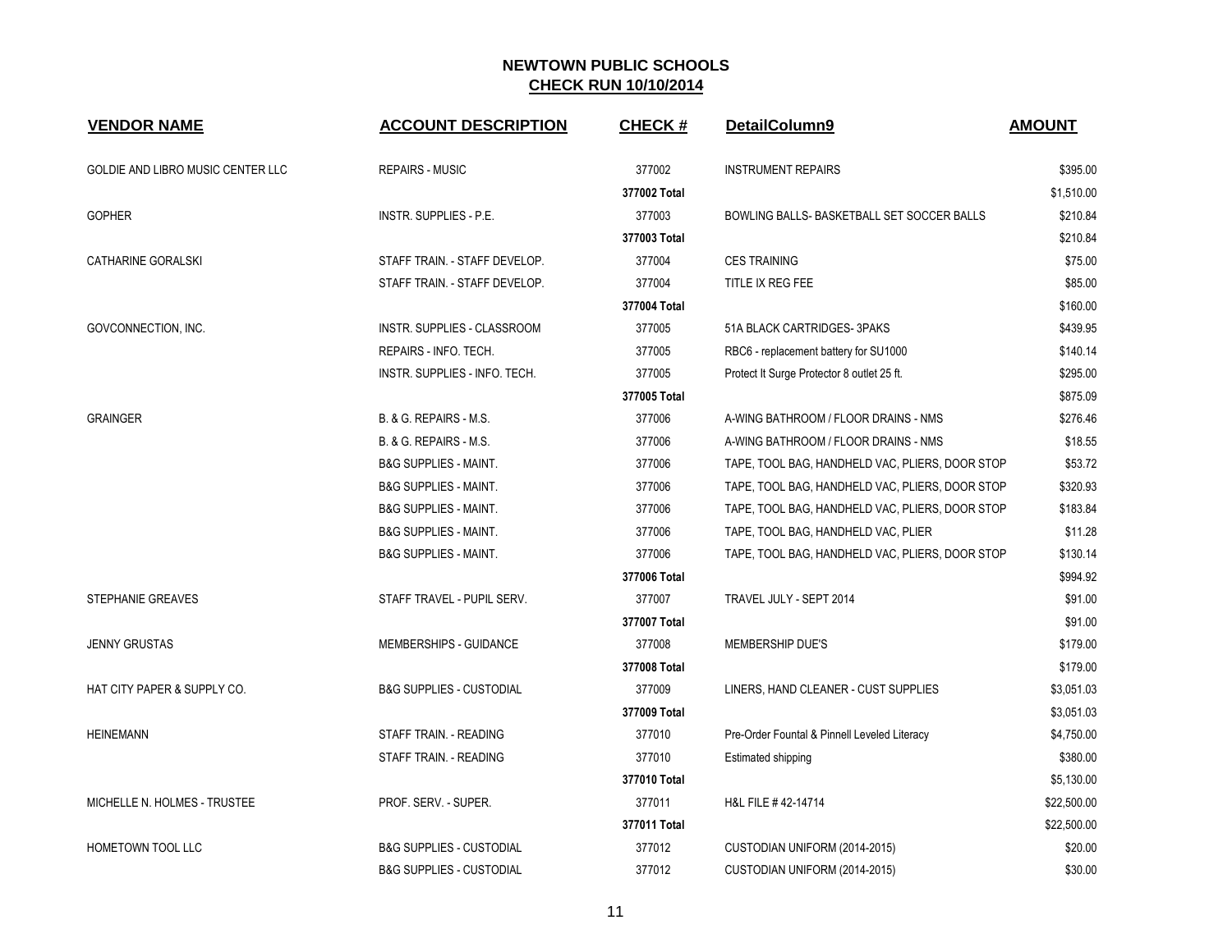# NEWTOWN PUBLIC SCHOOLS

## CHECK RUN 10/10/2014

| VENDOR NAME | ACCOUNT DESCRIPTION | CHECK # | DetailColumn9 | AMOUNT |
|---|---|---|---|---|
| GOLDIE AND LIBRO MUSIC CENTER LLC | REPAIRS - MUSIC | 377002 | INSTRUMENT REPAIRS | $395.00 |
| | | 377002 Total | | $1,510.00 |
| GOPHER | INSTR. SUPPLIES - P.E. | 377003 | BOWLING BALLS- BASKETBALL SET SOCCER BALLS | $210.84 |
| | | 377003 Total | | $210.84 |
| CATHARINE GORALSKI | STAFF TRAIN. - STAFF DEVELOP. | 377004 | CES TRAINING | $75.00 |
| | STAFF TRAIN. - STAFF DEVELOP. | 377004 | TITLE IX REG FEE | $85.00 |
| | | 377004 Total | | $160.00 |
| GOVCONNECTION, INC. | INSTR. SUPPLIES - CLASSROOM | 377005 | 51A BLACK CARTRIDGES- 3PAKS | $439.95 |
| | REPAIRS - INFO. TECH. | 377005 | RBC6 - replacement battery for SU1000 | $140.14 |
| | INSTR. SUPPLIES - INFO. TECH. | 377005 | Protect It Surge Protector 8 outlet 25 ft. | $295.00 |
| | | 377005 Total | | $875.09 |
| GRAINGER | B. & G. REPAIRS - M.S. | 377006 | A-WING BATHROOM / FLOOR DRAINS - NMS | $276.46 |
| | B. & G. REPAIRS - M.S. | 377006 | A-WING BATHROOM / FLOOR DRAINS - NMS | $18.55 |
| | B&G SUPPLIES - MAINT. | 377006 | TAPE, TOOL BAG, HANDHELD VAC, PLIERS, DOOR STOP | $53.72 |
| | B&G SUPPLIES - MAINT. | 377006 | TAPE, TOOL BAG, HANDHELD VAC, PLIERS, DOOR STOP | $320.93 |
| | B&G SUPPLIES - MAINT. | 377006 | TAPE, TOOL BAG, HANDHELD VAC, PLIERS, DOOR STOP | $183.84 |
| | B&G SUPPLIES - MAINT. | 377006 | TAPE, TOOL BAG, HANDHELD VAC, PLIER | $11.28 |
| | B&G SUPPLIES - MAINT. | 377006 | TAPE, TOOL BAG, HANDHELD VAC, PLIERS, DOOR STOP | $130.14 |
| | | 377006 Total | | $994.92 |
| STEPHANIE GREAVES | STAFF TRAVEL - PUPIL SERV. | 377007 | TRAVEL JULY - SEPT 2014 | $91.00 |
| | | 377007 Total | | $91.00 |
| JENNY GRUSTAS | MEMBERSHIPS - GUIDANCE | 377008 | MEMBERSHIP DUE'S | $179.00 |
| | | 377008 Total | | $179.00 |
| HAT CITY PAPER & SUPPLY CO. | B&G SUPPLIES - CUSTODIAL | 377009 | LINERS, HAND CLEANER - CUST SUPPLIES | $3,051.03 |
| | | 377009 Total | | $3,051.03 |
| HEINEMANN | STAFF TRAIN. - READING | 377010 | Pre-Order Fountal & Pinnell Leveled Literacy | $4,750.00 |
| | STAFF TRAIN. - READING | 377010 | Estimated shipping | $380.00 |
| | | 377010 Total | | $5,130.00 |
| MICHELLE N. HOLMES - TRUSTEE | PROF. SERV. - SUPER. | 377011 | H&L FILE # 42-14714 | $22,500.00 |
| | | 377011 Total | | $22,500.00 |
| HOMETOWN TOOL LLC | B&G SUPPLIES - CUSTODIAL | 377012 | CUSTODIAN UNIFORM (2014-2015) | $20.00 |
| | B&G SUPPLIES - CUSTODIAL | 377012 | CUSTODIAN UNIFORM (2014-2015) | $30.00 |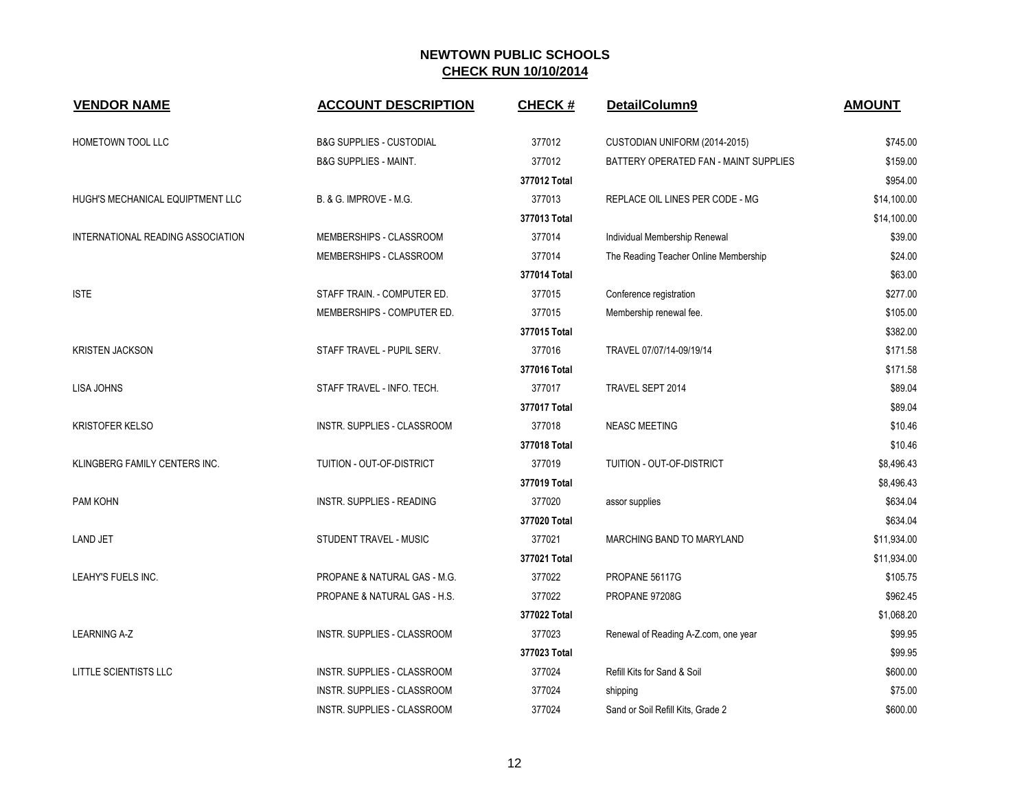# NEWTOWN PUBLIC SCHOOLS
## CHECK RUN 10/10/2014

| VENDOR NAME | ACCOUNT DESCRIPTION | CHECK # | DetailColumn9 | AMOUNT |
|---|---|---|---|---|
| HOMETOWN TOOL LLC | B&G SUPPLIES - CUSTODIAL | 377012 | CUSTODIAN UNIFORM (2014-2015) | $745.00 |
| | B&G SUPPLIES - MAINT. | 377012 | BATTERY OPERATED FAN - MAINT SUPPLIES | $159.00 |
| | | **377012 Total** | | $954.00 |
| HUGH'S MECHANICAL EQUIPTMENT LLC | B. & G. IMPROVE - M.G. | 377013 | REPLACE OIL LINES PER CODE - MG | $14,100.00 |
| | | **377013 Total** | | $14,100.00 |
| INTERNATIONAL READING ASSOCIATION | MEMBERSHIPS - CLASSROOM | 377014 | Individual Membership Renewal | $39.00 |
| | MEMBERSHIPS - CLASSROOM | 377014 | The Reading Teacher Online Membership | $24.00 |
| | | **377014 Total** | | $63.00 |
| ISTE | STAFF TRAIN. - COMPUTER ED. | 377015 | Conference registration | $277.00 |
| | MEMBERSHIPS - COMPUTER ED. | 377015 | Membership renewal fee. | $105.00 |
| | | **377015 Total** | | $382.00 |
| KRISTEN JACKSON | STAFF TRAVEL - PUPIL SERV. | 377016 | TRAVEL 07/07/14-09/19/14 | $171.58 |
| | | **377016 Total** | | $171.58 |
| LISA JOHNS | STAFF TRAVEL - INFO. TECH. | 377017 | TRAVEL SEPT 2014 | $89.04 |
| | | **377017 Total** | | $89.04 |
| KRISTOFER KELSO | INSTR. SUPPLIES - CLASSROOM | 377018 | NEASC MEETING | $10.46 |
| | | **377018 Total** | | $10.46 |
| KLINGBERG FAMILY CENTERS INC. | TUITION - OUT-OF-DISTRICT | 377019 | TUITION - OUT-OF-DISTRICT | $8,496.43 |
| | | **377019 Total** | | $8,496.43 |
| PAM KOHN | INSTR. SUPPLIES - READING | 377020 | assor supplies | $634.04 |
| | | **377020 Total** | | $634.04 |
| LAND JET | STUDENT TRAVEL - MUSIC | 377021 | MARCHING BAND TO MARYLAND | $11,934.00 |
| | | **377021 Total** | | $11,934.00 |
| LEAHY'S FUELS INC. | PROPANE & NATURAL GAS - M.G. | 377022 | PROPANE 56117G | $105.75 |
| | PROPANE & NATURAL GAS - H.S. | 377022 | PROPANE 97208G | $962.45 |
| | | **377022 Total** | | $1,068.20 |
| LEARNING A-Z | INSTR. SUPPLIES - CLASSROOM | 377023 | Renewal of Reading A-Z.com, one year | $99.95 |
| | | **377023 Total** | | $99.95 |
| LITTLE SCIENTISTS LLC | INSTR. SUPPLIES - CLASSROOM | 377024 | Refill Kits for Sand & Soil | $600.00 |
| | INSTR. SUPPLIES - CLASSROOM | 377024 | shipping | $75.00 |
| | INSTR. SUPPLIES - CLASSROOM | 377024 | Sand or Soil Refill Kits, Grade 2 | $600.00 |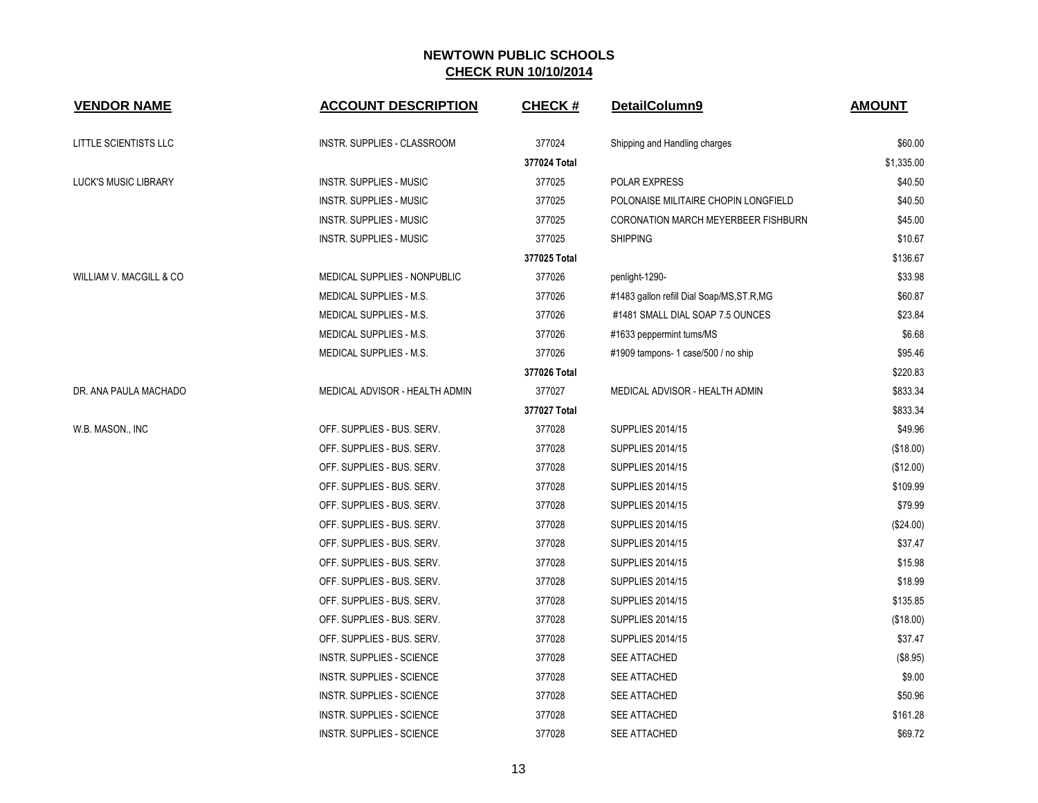# NEWTOWN PUBLIC SCHOOLS

## CHECK RUN 10/10/2014

| VENDOR NAME | ACCOUNT DESCRIPTION | CHECK # | DetailColumn9 | AMOUNT |
|---|---|---|---|---|
| LITTLE SCIENTISTS LLC | INSTR. SUPPLIES - CLASSROOM | 377024 | Shipping and Handling charges | $60.00 |
| | | **377024 Total** | | $1,335.00 |
| LUCK'S MUSIC LIBRARY | INSTR. SUPPLIES - MUSIC | 377025 | POLAR EXPRESS | $40.50 |
| | INSTR. SUPPLIES - MUSIC | 377025 | POLONAISE MILITAIRE CHOPIN LONGFIELD | $40.50 |
| | INSTR. SUPPLIES - MUSIC | 377025 | CORONATION MARCH MEYERBEER FISHBURN | $45.00 |
| | INSTR. SUPPLIES - MUSIC | 377025 | SHIPPING | $10.67 |
| | | **377025 Total** | | $136.67 |
| WILLIAM V. MACGILL & CO | MEDICAL SUPPLIES - NONPUBLIC | 377026 | penlight-1290- | $33.98 |
| | MEDICAL SUPPLIES - M.S. | 377026 | #1483 gallon refill Dial Soap/MS,ST.R,MG | $60.87 |
| | MEDICAL SUPPLIES - M.S. | 377026 | #1481 SMALL DIAL SOAP 7.5 OUNCES | $23.84 |
| | MEDICAL SUPPLIES - M.S. | 377026 | #1633 peppermint tums/MS | $6.68 |
| | MEDICAL SUPPLIES - M.S. | 377026 | #1909 tampons- 1 case/500 / no ship | $95.46 |
| | | **377026 Total** | | $220.83 |
| DR. ANA PAULA MACHADO | MEDICAL ADVISOR - HEALTH ADMIN | 377027 | MEDICAL ADVISOR - HEALTH ADMIN | $833.34 |
| | | **377027 Total** | | $833.34 |
| W.B. MASON., INC | OFF. SUPPLIES - BUS. SERV. | 377028 | SUPPLIES 2014/15 | $49.96 |
| | OFF. SUPPLIES - BUS. SERV. | 377028 | SUPPLIES 2014/15 | ($18.00) |
| | OFF. SUPPLIES - BUS. SERV. | 377028 | SUPPLIES 2014/15 | ($12.00) |
| | OFF. SUPPLIES - BUS. SERV. | 377028 | SUPPLIES 2014/15 | $109.99 |
| | OFF. SUPPLIES - BUS. SERV. | 377028 | SUPPLIES 2014/15 | $79.99 |
| | OFF. SUPPLIES - BUS. SERV. | 377028 | SUPPLIES 2014/15 | ($24.00) |
| | OFF. SUPPLIES - BUS. SERV. | 377028 | SUPPLIES 2014/15 | $37.47 |
| | OFF. SUPPLIES - BUS. SERV. | 377028 | SUPPLIES 2014/15 | $15.98 |
| | OFF. SUPPLIES - BUS. SERV. | 377028 | SUPPLIES 2014/15 | $18.99 |
| | OFF. SUPPLIES - BUS. SERV. | 377028 | SUPPLIES 2014/15 | $135.85 |
| | OFF. SUPPLIES - BUS. SERV. | 377028 | SUPPLIES 2014/15 | ($18.00) |
| | OFF. SUPPLIES - BUS. SERV. | 377028 | SUPPLIES 2014/15 | $37.47 |
| | INSTR. SUPPLIES - SCIENCE | 377028 | SEE ATTACHED | ($8.95) |
| | INSTR. SUPPLIES - SCIENCE | 377028 | SEE ATTACHED | $9.00 |
| | INSTR. SUPPLIES - SCIENCE | 377028 | SEE ATTACHED | $50.96 |
| | INSTR. SUPPLIES - SCIENCE | 377028 | SEE ATTACHED | $161.28 |
| | INSTR. SUPPLIES - SCIENCE | 377028 | SEE ATTACHED | $69.72 |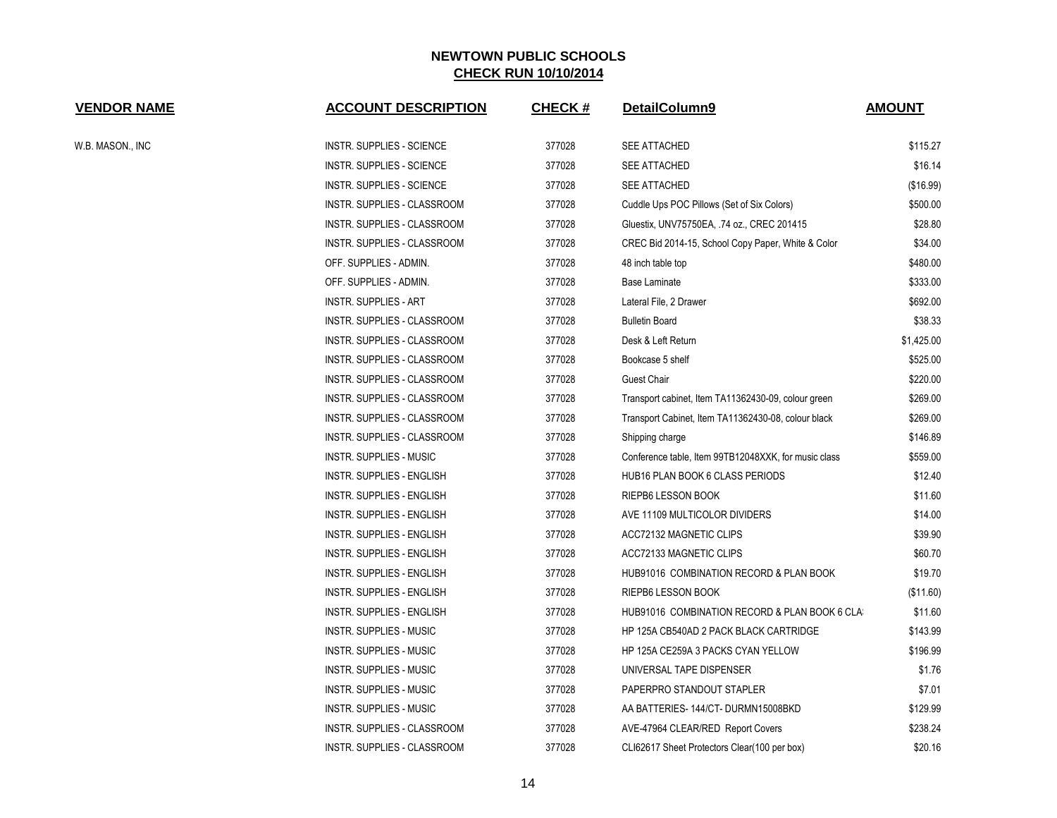## NEWTOWN PUBLIC SCHOOLS

**CHECK RUN 10/10/2014**

| VENDOR NAME | ACCOUNT DESCRIPTION | CHECK # | DetailColumn9 | AMOUNT |
|---|---|---|---|---|
| W.B. MASON., INC | INSTR. SUPPLIES - SCIENCE | 377028 | SEE ATTACHED | $115.27 |
| | INSTR. SUPPLIES - SCIENCE | 377028 | SEE ATTACHED | $16.14 |
| | INSTR. SUPPLIES - SCIENCE | 377028 | SEE ATTACHED | ($16.99) |
| | INSTR. SUPPLIES - CLASSROOM | 377028 | Cuddle Ups POC Pillows (Set of Six Colors) | $500.00 |
| | INSTR. SUPPLIES - CLASSROOM | 377028 | Gluestix, UNV75750EA, .74 oz., CREC 201415 | $28.80 |
| | INSTR. SUPPLIES - CLASSROOM | 377028 | CREC Bid 2014-15, School Copy Paper, White & Color | $34.00 |
| | OFF. SUPPLIES - ADMIN. | 377028 | 48 inch table top | $480.00 |
| | OFF. SUPPLIES - ADMIN. | 377028 | Base Laminate | $333.00 |
| | INSTR. SUPPLIES - ART | 377028 | Lateral File, 2 Drawer | $692.00 |
| | INSTR. SUPPLIES - CLASSROOM | 377028 | Bulletin Board | $38.33 |
| | INSTR. SUPPLIES - CLASSROOM | 377028 | Desk & Left Return | $1,425.00 |
| | INSTR. SUPPLIES - CLASSROOM | 377028 | Bookcase 5 shelf | $525.00 |
| | INSTR. SUPPLIES - CLASSROOM | 377028 | Guest Chair | $220.00 |
| | INSTR. SUPPLIES - CLASSROOM | 377028 | Transport cabinet, Item TA11362430-09, colour green | $269.00 |
| | INSTR. SUPPLIES - CLASSROOM | 377028 | Transport Cabinet, Item TA11362430-08, colour black | $269.00 |
| | INSTR. SUPPLIES - CLASSROOM | 377028 | Shipping charge | $146.89 |
| | INSTR. SUPPLIES - MUSIC | 377028 | Conference table, Item 99TB12048XXK, for music class | $559.00 |
| | INSTR. SUPPLIES - ENGLISH | 377028 | HUB16 PLAN BOOK 6 CLASS PERIODS | $12.40 |
| | INSTR. SUPPLIES - ENGLISH | 377028 | RIEPB6 LESSON BOOK | $11.60 |
| | INSTR. SUPPLIES - ENGLISH | 377028 | AVE 11109 MULTICOLOR DIVIDERS | $14.00 |
| | INSTR. SUPPLIES - ENGLISH | 377028 | ACC72132 MAGNETIC CLIPS | $39.90 |
| | INSTR. SUPPLIES - ENGLISH | 377028 | ACC72133 MAGNETIC CLIPS | $60.70 |
| | INSTR. SUPPLIES - ENGLISH | 377028 | HUB91016 COMBINATION RECORD & PLAN BOOK | $19.70 |
| | INSTR. SUPPLIES - ENGLISH | 377028 | RIEPB6 LESSON BOOK | ($11.60) |
| | INSTR. SUPPLIES - ENGLISH | 377028 | HUB91016 COMBINATION RECORD & PLAN BOOK 6 CLA | $11.60 |
| | INSTR. SUPPLIES - MUSIC | 377028 | HP 125A CB540AD 2 PACK BLACK CARTRIDGE | $143.99 |
| | INSTR. SUPPLIES - MUSIC | 377028 | HP 125A CE259A 3 PACKS CYAN YELLOW | $196.99 |
| | INSTR. SUPPLIES - MUSIC | 377028 | UNIVERSAL TAPE DISPENSER | $1.76 |
| | INSTR. SUPPLIES - MUSIC | 377028 | PAPERPRO STANDOUT STAPLER | $7.01 |
| | INSTR. SUPPLIES - MUSIC | 377028 | AA BATTERIES- 144/CT- DURMN15008BKD | $129.99 |
| | INSTR. SUPPLIES - CLASSROOM | 377028 | AVE-47964 CLEAR/RED Report Covers | $238.24 |
| | INSTR. SUPPLIES - CLASSROOM | 377028 | CLI62617 Sheet Protectors Clear(100 per box) | $20.16 |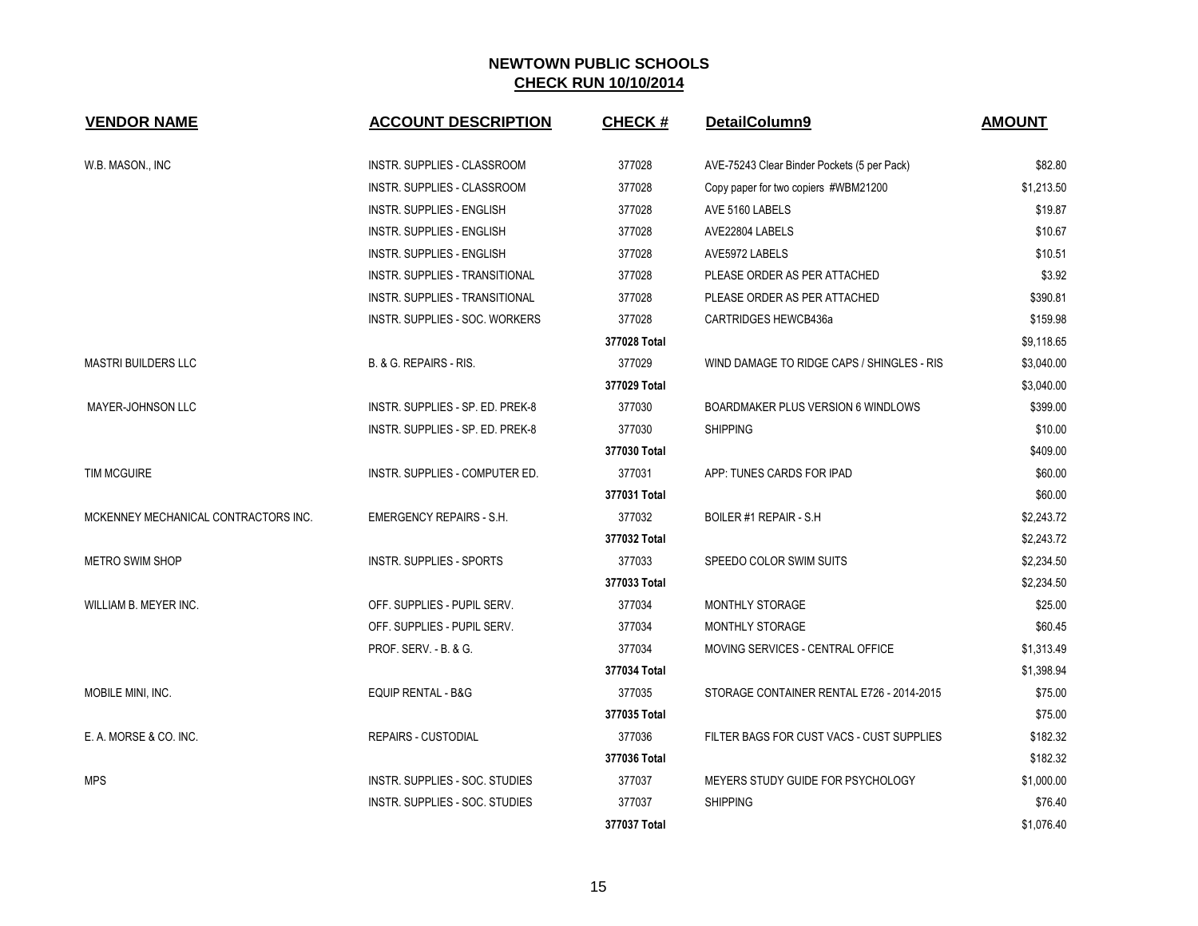# NEWTOWN PUBLIC SCHOOLS
## CHECK RUN 10/10/2014

| VENDOR NAME | ACCOUNT DESCRIPTION | CHECK # | DetailColumn9 | AMOUNT |
|---|---|---|---|---|
| W.B. MASON., INC | INSTR. SUPPLIES - CLASSROOM | 377028 | AVE-75243 Clear Binder Pockets (5 per Pack) | $82.80 |
| | INSTR. SUPPLIES - CLASSROOM | 377028 | Copy paper for two copiers #WBM21200 | $1,213.50 |
| | INSTR. SUPPLIES - ENGLISH | 377028 | AVE 5160 LABELS | $19.87 |
| | INSTR. SUPPLIES - ENGLISH | 377028 | AVE22804 LABELS | $10.67 |
| | INSTR. SUPPLIES - ENGLISH | 377028 | AVE5972 LABELS | $10.51 |
| | INSTR. SUPPLIES - TRANSITIONAL | 377028 | PLEASE ORDER AS PER ATTACHED | $3.92 |
| | INSTR. SUPPLIES - TRANSITIONAL | 377028 | PLEASE ORDER AS PER ATTACHED | $390.81 |
| | INSTR. SUPPLIES - SOC. WORKERS | 377028 | CARTRIDGES HEWCB436a | $159.98 |
| | | **377028 Total** | | $9,118.65 |
| MASTRI BUILDERS LLC | B. & G. REPAIRS - RIS. | 377029 | WIND DAMAGE TO RIDGE CAPS / SHINGLES - RIS | $3,040.00 |
| | | **377029 Total** | | $3,040.00 |
| MAYER-JOHNSON LLC | INSTR. SUPPLIES - SP. ED. PREK-8 | 377030 | BOARDMAKER PLUS VERSION 6 WINDLOWS | $399.00 |
| | INSTR. SUPPLIES - SP. ED. PREK-8 | 377030 | SHIPPING | $10.00 |
| | | **377030 Total** | | $409.00 |
| TIM MCGUIRE | INSTR. SUPPLIES - COMPUTER ED. | 377031 | APP: TUNES CARDS FOR IPAD | $60.00 |
| | | **377031 Total** | | $60.00 |
| MCKENNEY MECHANICAL CONTRACTORS INC. | EMERGENCY REPAIRS - S.H. | 377032 | BOILER #1 REPAIR - S.H | $2,243.72 |
| | | **377032 Total** | | $2,243.72 |
| METRO SWIM SHOP | INSTR. SUPPLIES - SPORTS | 377033 | SPEEDO COLOR SWIM SUITS | $2,234.50 |
| | | **377033 Total** | | $2,234.50 |
| WILLIAM B. MEYER INC. | OFF. SUPPLIES - PUPIL SERV. | 377034 | MONTHLY STORAGE | $25.00 |
| | OFF. SUPPLIES - PUPIL SERV. | 377034 | MONTHLY STORAGE | $60.45 |
| | PROF. SERV. - B. & G. | 377034 | MOVING SERVICES - CENTRAL OFFICE | $1,313.49 |
| | | **377034 Total** | | $1,398.94 |
| MOBILE MINI, INC. | EQUIP RENTAL - B&G | 377035 | STORAGE CONTAINER RENTAL E726 - 2014-2015 | $75.00 |
| | | **377035 Total** | | $75.00 |
| E. A. MORSE & CO. INC. | REPAIRS - CUSTODIAL | 377036 | FILTER BAGS FOR CUST VACS - CUST SUPPLIES | $182.32 |
| | | **377036 Total** | | $182.32 |
| MPS | INSTR. SUPPLIES - SOC. STUDIES | 377037 | MEYERS STUDY GUIDE FOR PSYCHOLOGY | $1,000.00 |
| | INSTR. SUPPLIES - SOC. STUDIES | 377037 | SHIPPING | $76.40 |
| | | **377037 Total** | | $1,076.40 |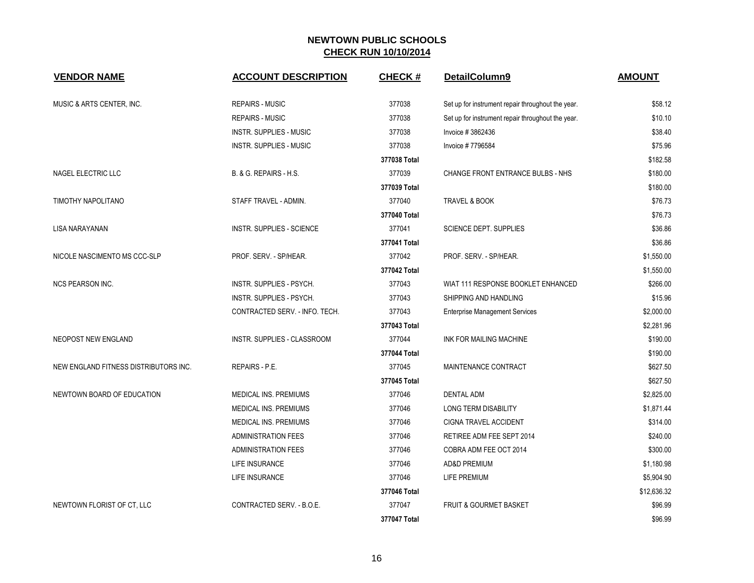## NEWTOWN PUBLIC SCHOOLS

**CHECK RUN 10/10/2014**

| VENDOR NAME | ACCOUNT DESCRIPTION | CHECK # | DetailColumn9 | AMOUNT |
|---|---|---|---|---|
| MUSIC & ARTS CENTER, INC. | REPAIRS - MUSIC | 377038 | Set up for instrument repair throughout the year. | $58.12 |
| | REPAIRS - MUSIC | 377038 | Set up for instrument repair throughout the year. | $10.10 |
| | INSTR. SUPPLIES - MUSIC | 377038 | Invoice # 3862436 | $38.40 |
| | INSTR. SUPPLIES - MUSIC | 377038 | Invoice # 7796584 | $75.96 |
| | | **377038 Total** | | $182.58 |
| NAGEL ELECTRIC LLC | B. & G. REPAIRS - H.S. | 377039 | CHANGE FRONT ENTRANCE BULBS - NHS | $180.00 |
| | | **377039 Total** | | $180.00 |
| TIMOTHY NAPOLITANO | STAFF TRAVEL - ADMIN. | 377040 | TRAVEL & BOOK | $76.73 |
| | | **377040 Total** | | $76.73 |
| LISA NARAYANAN | INSTR. SUPPLIES - SCIENCE | 377041 | SCIENCE DEPT. SUPPLIES | $36.86 |
| | | **377041 Total** | | $36.86 |
| NICOLE NASCIMENTO MS CCC-SLP | PROF. SERV. - SP/HEAR. | 377042 | PROF. SERV. - SP/HEAR. | $1,550.00 |
| | | **377042 Total** | | $1,550.00 |
| NCS PEARSON INC. | INSTR. SUPPLIES - PSYCH. | 377043 | WIAT 111 RESPONSE BOOKLET ENHANCED | $266.00 |
| | INSTR. SUPPLIES - PSYCH. | 377043 | SHIPPING AND HANDLING | $15.96 |
| | CONTRACTED SERV. - INFO. TECH. | 377043 | Enterprise Management Services | $2,000.00 |
| | | **377043 Total** | | $2,281.96 |
| NEOPOST NEW ENGLAND | INSTR. SUPPLIES - CLASSROOM | 377044 | INK FOR MAILING MACHINE | $190.00 |
| | | **377044 Total** | | $190.00 |
| NEW ENGLAND FITNESS DISTRIBUTORS INC. | REPAIRS - P.E. | 377045 | MAINTENANCE CONTRACT | $627.50 |
| | | **377045 Total** | | $627.50 |
| NEWTOWN BOARD OF EDUCATION | MEDICAL INS. PREMIUMS | 377046 | DENTAL ADM | $2,825.00 |
| | MEDICAL INS. PREMIUMS | 377046 | LONG TERM DISABILITY | $1,871.44 |
| | MEDICAL INS. PREMIUMS | 377046 | CIGNA TRAVEL ACCIDENT | $314.00 |
| | ADMINISTRATION FEES | 377046 | RETIREE ADM FEE SEPT 2014 | $240.00 |
| | ADMINISTRATION FEES | 377046 | COBRA ADM FEE OCT 2014 | $300.00 |
| | LIFE INSURANCE | 377046 | AD&D PREMIUM | $1,180.98 |
| | LIFE INSURANCE | 377046 | LIFE PREMIUM | $5,904.90 |
| | | **377046 Total** | | $12,636.32 |
| NEWTOWN FLORIST OF CT, LLC | CONTRACTED SERV. - B.O.E. | 377047 | FRUIT & GOURMET BASKET | $96.99 |
| | | **377047 Total** | | $96.99 |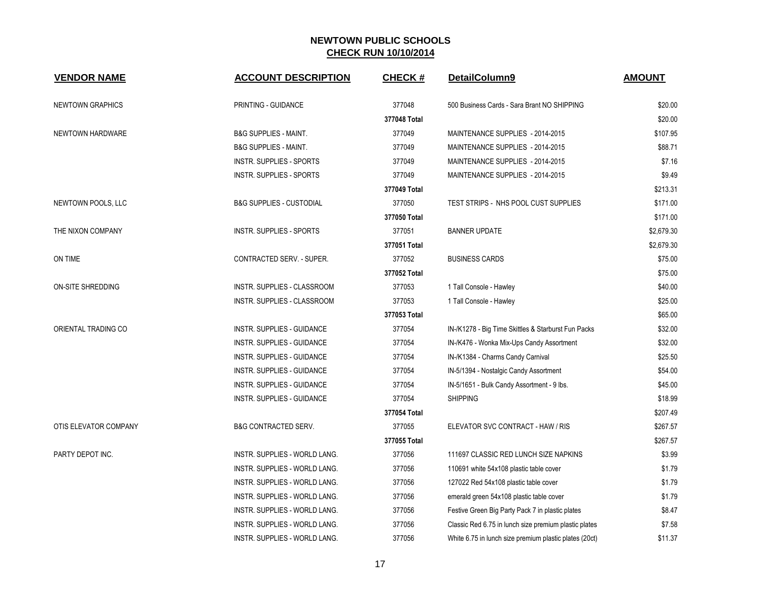## NEWTOWN PUBLIC SCHOOLS
## CHECK RUN 10/10/2014

| VENDOR NAME | ACCOUNT DESCRIPTION | CHECK # | DetailColumn9 | AMOUNT |
|---|---|---|---|---|
| NEWTOWN GRAPHICS | PRINTING - GUIDANCE | 377048 | 500 Business Cards - Sara Brant NO SHIPPING | $20.00 |
| | | 377048 Total | | $20.00 |
| NEWTOWN HARDWARE | B&G SUPPLIES - MAINT. | 377049 | MAINTENANCE SUPPLIES - 2014-2015 | $107.95 |
| | B&G SUPPLIES - MAINT. | 377049 | MAINTENANCE SUPPLIES - 2014-2015 | $88.71 |
| | INSTR. SUPPLIES - SPORTS | 377049 | MAINTENANCE SUPPLIES - 2014-2015 | $7.16 |
| | INSTR. SUPPLIES - SPORTS | 377049 | MAINTENANCE SUPPLIES - 2014-2015 | $9.49 |
| | | 377049 Total | | $213.31 |
| NEWTOWN POOLS, LLC | B&G SUPPLIES - CUSTODIAL | 377050 | TEST STRIPS - NHS POOL CUST SUPPLIES | $171.00 |
| | | 377050 Total | | $171.00 |
| THE NIXON COMPANY | INSTR. SUPPLIES - SPORTS | 377051 | BANNER UPDATE | $2,679.30 |
| | | 377051 Total | | $2,679.30 |
| ON TIME | CONTRACTED SERV. - SUPER. | 377052 | BUSINESS CARDS | $75.00 |
| | | 377052 Total | | $75.00 |
| ON-SITE SHREDDING | INSTR. SUPPLIES - CLASSROOM | 377053 | 1 Tall Console - Hawley | $40.00 |
| | INSTR. SUPPLIES - CLASSROOM | 377053 | 1 Tall Console - Hawley | $25.00 |
| | | 377053 Total | | $65.00 |
| ORIENTAL TRADING CO | INSTR. SUPPLIES - GUIDANCE | 377054 | IN-/K1278 - Big Time Skittles & Starburst Fun Packs | $32.00 |
| | INSTR. SUPPLIES - GUIDANCE | 377054 | IN-/K476 - Wonka Mix-Ups Candy Assortment | $32.00 |
| | INSTR. SUPPLIES - GUIDANCE | 377054 | IN-/K1384 - Charms Candy Carnival | $25.50 |
| | INSTR. SUPPLIES - GUIDANCE | 377054 | IN-5/1394 - Nostalgic Candy Assortment | $54.00 |
| | INSTR. SUPPLIES - GUIDANCE | 377054 | IN-5/1651 - Bulk Candy Assortment - 9 lbs. | $45.00 |
| | INSTR. SUPPLIES - GUIDANCE | 377054 | SHIPPING | $18.99 |
| | | 377054 Total | | $207.49 |
| OTIS ELEVATOR COMPANY | B&G CONTRACTED SERV. | 377055 | ELEVATOR SVC CONTRACT - HAW / RIS | $267.57 |
| | | 377055 Total | | $267.57 |
| PARTY DEPOT INC. | INSTR. SUPPLIES - WORLD LANG. | 377056 | 111697 CLASSIC RED LUNCH SIZE NAPKINS | $3.99 |
| | INSTR. SUPPLIES - WORLD LANG. | 377056 | 110691 white 54x108 plastic table cover | $1.79 |
| | INSTR. SUPPLIES - WORLD LANG. | 377056 | 127022 Red 54x108 plastic table cover | $1.79 |
| | INSTR. SUPPLIES - WORLD LANG. | 377056 | emerald green 54x108 plastic table cover | $1.79 |
| | INSTR. SUPPLIES - WORLD LANG. | 377056 | Festive Green Big Party Pack 7 in plastic plates | $8.47 |
| | INSTR. SUPPLIES - WORLD LANG. | 377056 | Classic Red 6.75 in lunch size premium plastic plates | $7.58 |
| | INSTR. SUPPLIES - WORLD LANG. | 377056 | White 6.75 in lunch size premium plastic plates (20ct) | $11.37 |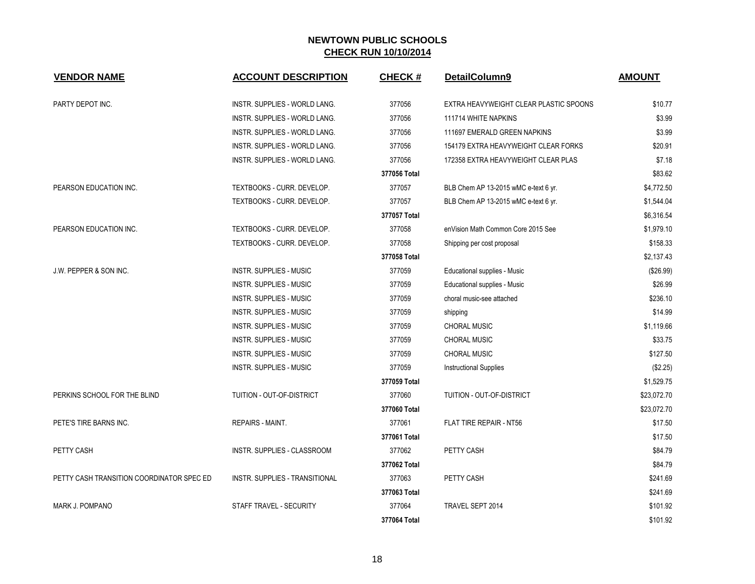# NEWTOWN PUBLIC SCHOOLS

## CHECK RUN 10/10/2014

| VENDOR NAME | ACCOUNT DESCRIPTION | CHECK # | DetailColumn9 | AMOUNT |
|---|---|---|---|---|
| PARTY DEPOT INC. | INSTR. SUPPLIES - WORLD LANG. | 377056 | EXTRA HEAVYWEIGHT CLEAR PLASTIC SPOONS | $10.77 |
| | INSTR. SUPPLIES - WORLD LANG. | 377056 | 111714 WHITE NAPKINS | $3.99 |
| | INSTR. SUPPLIES - WORLD LANG. | 377056 | 111697 EMERALD GREEN NAPKINS | $3.99 |
| | INSTR. SUPPLIES - WORLD LANG. | 377056 | 154179 EXTRA HEAVYWEIGHT CLEAR FORKS | $20.91 |
| | INSTR. SUPPLIES - WORLD LANG. | 377056 | 172358 EXTRA HEAVYWEIGHT CLEAR PLAS | $7.18 |
| | | **377056 Total** | | $83.62 |
| PEARSON EDUCATION INC. | TEXTBOOKS - CURR. DEVELOP. | 377057 | BLB Chem AP 13-2015 wMC e-text 6 yr. | $4,772.50 |
| | TEXTBOOKS - CURR. DEVELOP. | 377057 | BLB Chem AP 13-2015 wMC e-text 6 yr. | $1,544.04 |
| | | **377057 Total** | | $6,316.54 |
| PEARSON EDUCATION INC. | TEXTBOOKS - CURR. DEVELOP. | 377058 | enVision Math Common Core 2015 See | $1,979.10 |
| | TEXTBOOKS - CURR. DEVELOP. | 377058 | Shipping per cost proposal | $158.33 |
| | | **377058 Total** | | $2,137.43 |
| J.W. PEPPER & SON INC. | INSTR. SUPPLIES - MUSIC | 377059 | Educational supplies - Music | ($26.99) |
| | INSTR. SUPPLIES - MUSIC | 377059 | Educational supplies - Music | $26.99 |
| | INSTR. SUPPLIES - MUSIC | 377059 | choral music-see attached | $236.10 |
| | INSTR. SUPPLIES - MUSIC | 377059 | shipping | $14.99 |
| | INSTR. SUPPLIES - MUSIC | 377059 | CHORAL MUSIC | $1,119.66 |
| | INSTR. SUPPLIES - MUSIC | 377059 | CHORAL MUSIC | $33.75 |
| | INSTR. SUPPLIES - MUSIC | 377059 | CHORAL MUSIC | $127.50 |
| | INSTR. SUPPLIES - MUSIC | 377059 | Instructional Supplies | ($2.25) |
| | | **377059 Total** | | $1,529.75 |
| PERKINS SCHOOL FOR THE BLIND | TUITION - OUT-OF-DISTRICT | 377060 | TUITION - OUT-OF-DISTRICT | $23,072.70 |
| | | **377060 Total** | | $23,072.70 |
| PETE'S TIRE BARNS INC. | REPAIRS - MAINT. | 377061 | FLAT TIRE REPAIR - NT56 | $17.50 |
| | | **377061 Total** | | $17.50 |
| PETTY CASH | INSTR. SUPPLIES - CLASSROOM | 377062 | PETTY CASH | $84.79 |
| | | **377062 Total** | | $84.79 |
| PETTY CASH TRANSITION COORDINATOR SPEC ED | INSTR. SUPPLIES - TRANSITIONAL | 377063 | PETTY CASH | $241.69 |
| | | **377063 Total** | | $241.69 |
| MARK J. POMPANO | STAFF TRAVEL - SECURITY | 377064 | TRAVEL SEPT 2014 | $101.92 |
| | | **377064 Total** | | $101.92 |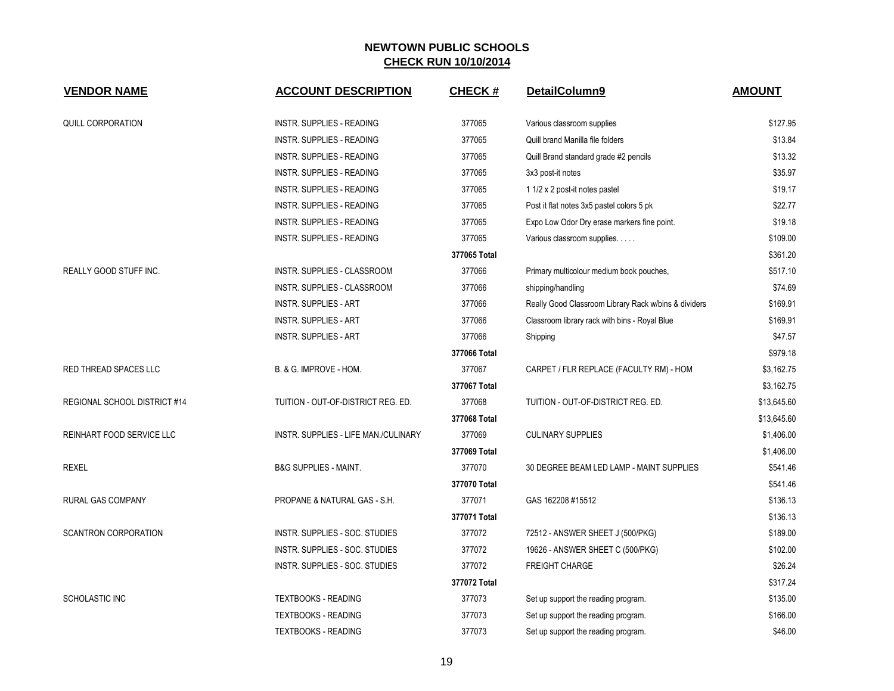## NEWTOWN PUBLIC SCHOOLS
## CHECK RUN 10/10/2014

| VENDOR NAME | ACCOUNT DESCRIPTION | CHECK # | DetailColumn9 | AMOUNT |
|---|---|---|---|---|
| QUILL CORPORATION | INSTR. SUPPLIES - READING | 377065 | Various classroom supplies | $127.95 |
| | INSTR. SUPPLIES - READING | 377065 | Quill brand Manilla file folders | $13.84 |
| | INSTR. SUPPLIES - READING | 377065 | Quill Brand standard grade #2 pencils | $13.32 |
| | INSTR. SUPPLIES - READING | 377065 | 3x3 post-it notes | $35.97 |
| | INSTR. SUPPLIES - READING | 377065 | 1 1/2 x 2 post-it notes pastel | $19.17 |
| | INSTR. SUPPLIES - READING | 377065 | Post it flat notes 3x5 pastel colors 5 pk | $22.77 |
| | INSTR. SUPPLIES - READING | 377065 | Expo Low Odor Dry erase markers fine point. | $19.18 |
| | INSTR. SUPPLIES - READING | 377065 | Various classroom supplies. . . . . | $109.00 |
| | | 377065 Total | | $361.20 |
| REALLY GOOD STUFF INC. | INSTR. SUPPLIES - CLASSROOM | 377066 | Primary multicolour medium book pouches, | $517.10 |
| | INSTR. SUPPLIES - CLASSROOM | 377066 | shipping/handling | $74.69 |
| | INSTR. SUPPLIES - ART | 377066 | Really Good Classroom Library Rack w/bins & dividers | $169.91 |
| | INSTR. SUPPLIES - ART | 377066 | Classroom library rack with bins - Royal Blue | $169.91 |
| | INSTR. SUPPLIES - ART | 377066 | Shipping | $47.57 |
| | | 377066 Total | | $979.18 |
| RED THREAD SPACES LLC | B. & G. IMPROVE - HOM. | 377067 | CARPET / FLR REPLACE (FACULTY RM) - HOM | $3,162.75 |
| | | 377067 Total | | $3,162.75 |
| REGIONAL SCHOOL DISTRICT #14 | TUITION - OUT-OF-DISTRICT REG. ED. | 377068 | TUITION - OUT-OF-DISTRICT REG. ED. | $13,645.60 |
| | | 377068 Total | | $13,645.60 |
| REINHART FOOD SERVICE LLC | INSTR. SUPPLIES - LIFE MAN./CULINARY | 377069 | CULINARY SUPPLIES | $1,406.00 |
| | | 377069 Total | | $1,406.00 |
| REXEL | B&G SUPPLIES - MAINT. | 377070 | 30 DEGREE BEAM LED LAMP - MAINT SUPPLIES | $541.46 |
| | | 377070 Total | | $541.46 |
| RURAL GAS COMPANY | PROPANE & NATURAL GAS - S.H. | 377071 | GAS 162208 #15512 | $136.13 |
| | | 377071 Total | | $136.13 |
| SCANTRON CORPORATION | INSTR. SUPPLIES - SOC. STUDIES | 377072 | 72512 - ANSWER SHEET J (500/PKG) | $189.00 |
| | INSTR. SUPPLIES - SOC. STUDIES | 377072 | 19626 - ANSWER SHEET C (500/PKG) | $102.00 |
| | INSTR. SUPPLIES - SOC. STUDIES | 377072 | FREIGHT CHARGE | $26.24 |
| | | 377072 Total | | $317.24 |
| SCHOLASTIC INC | TEXTBOOKS - READING | 377073 | Set up support the reading program. | $135.00 |
| | TEXTBOOKS - READING | 377073 | Set up support the reading program. | $166.00 |
| | TEXTBOOKS - READING | 377073 | Set up support the reading program. | $46.00 |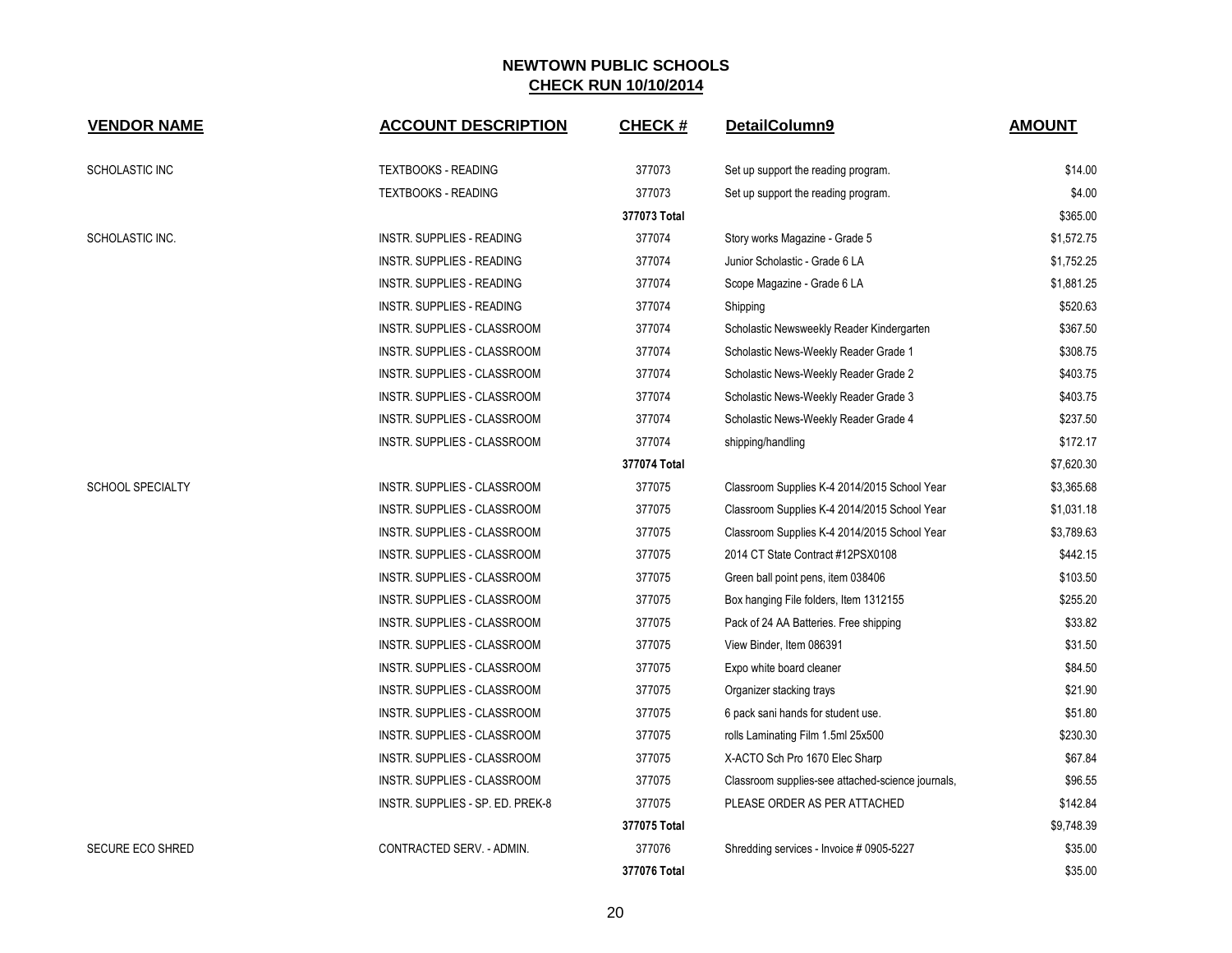## NEWTOWN PUBLIC SCHOOLS
## CHECK RUN 10/10/2014

| VENDOR NAME | ACCOUNT DESCRIPTION | CHECK # | DetailColumn9 | AMOUNT |
|---|---|---|---|---|
| SCHOLASTIC INC | TEXTBOOKS - READING | 377073 | Set up support the reading program. | $14.00 |
| | TEXTBOOKS - READING | 377073 | Set up support the reading program. | $4.00 |
| | | **377073 Total** | | $365.00 |
| SCHOLASTIC INC. | INSTR. SUPPLIES - READING | 377074 | Story works Magazine - Grade 5 | $1,572.75 |
| | INSTR. SUPPLIES - READING | 377074 | Junior Scholastic - Grade 6 LA | $1,752.25 |
| | INSTR. SUPPLIES - READING | 377074 | Scope Magazine - Grade 6 LA | $1,881.25 |
| | INSTR. SUPPLIES - READING | 377074 | Shipping | $520.63 |
| | INSTR. SUPPLIES - CLASSROOM | 377074 | Scholastic Newsweekly Reader Kindergarten | $367.50 |
| | INSTR. SUPPLIES - CLASSROOM | 377074 | Scholastic News-Weekly Reader Grade 1 | $308.75 |
| | INSTR. SUPPLIES - CLASSROOM | 377074 | Scholastic News-Weekly Reader Grade 2 | $403.75 |
| | INSTR. SUPPLIES - CLASSROOM | 377074 | Scholastic News-Weekly Reader Grade 3 | $403.75 |
| | INSTR. SUPPLIES - CLASSROOM | 377074 | Scholastic News-Weekly Reader Grade 4 | $237.50 |
| | INSTR. SUPPLIES - CLASSROOM | 377074 | shipping/handling | $172.17 |
| | | **377074 Total** | | $7,620.30 |
| SCHOOL SPECIALTY | INSTR. SUPPLIES - CLASSROOM | 377075 | Classroom Supplies K-4 2014/2015 School Year | $3,365.68 |
| | INSTR. SUPPLIES - CLASSROOM | 377075 | Classroom Supplies K-4 2014/2015 School Year | $1,031.18 |
| | INSTR. SUPPLIES - CLASSROOM | 377075 | Classroom Supplies K-4 2014/2015 School Year | $3,789.63 |
| | INSTR. SUPPLIES - CLASSROOM | 377075 | 2014 CT State Contract #12PSX0108 | $442.15 |
| | INSTR. SUPPLIES - CLASSROOM | 377075 | Green ball point pens, item 038406 | $103.50 |
| | INSTR. SUPPLIES - CLASSROOM | 377075 | Box hanging File folders, Item 1312155 | $255.20 |
| | INSTR. SUPPLIES - CLASSROOM | 377075 | Pack of 24 AA Batteries. Free shipping | $33.82 |
| | INSTR. SUPPLIES - CLASSROOM | 377075 | View Binder, Item 086391 | $31.50 |
| | INSTR. SUPPLIES - CLASSROOM | 377075 | Expo white board cleaner | $84.50 |
| | INSTR. SUPPLIES - CLASSROOM | 377075 | Organizer stacking trays | $21.90 |
| | INSTR. SUPPLIES - CLASSROOM | 377075 | 6 pack sani hands for student use. | $51.80 |
| | INSTR. SUPPLIES - CLASSROOM | 377075 | rolls Laminating Film 1.5ml 25x500 | $230.30 |
| | INSTR. SUPPLIES - CLASSROOM | 377075 | X-ACTO Sch Pro 1670 Elec Sharp | $67.84 |
| | INSTR. SUPPLIES - CLASSROOM | 377075 | Classroom supplies-see attached-science journals, | $96.55 |
| | INSTR. SUPPLIES - SP. ED. PREK-8 | 377075 | PLEASE ORDER AS PER ATTACHED | $142.84 |
| | | **377075 Total** | | $9,748.39 |
| SECURE ECO SHRED | CONTRACTED SERV. - ADMIN. | 377076 | Shredding services - Invoice # 0905-5227 | $35.00 |
| | | **377076 Total** | | $35.00 |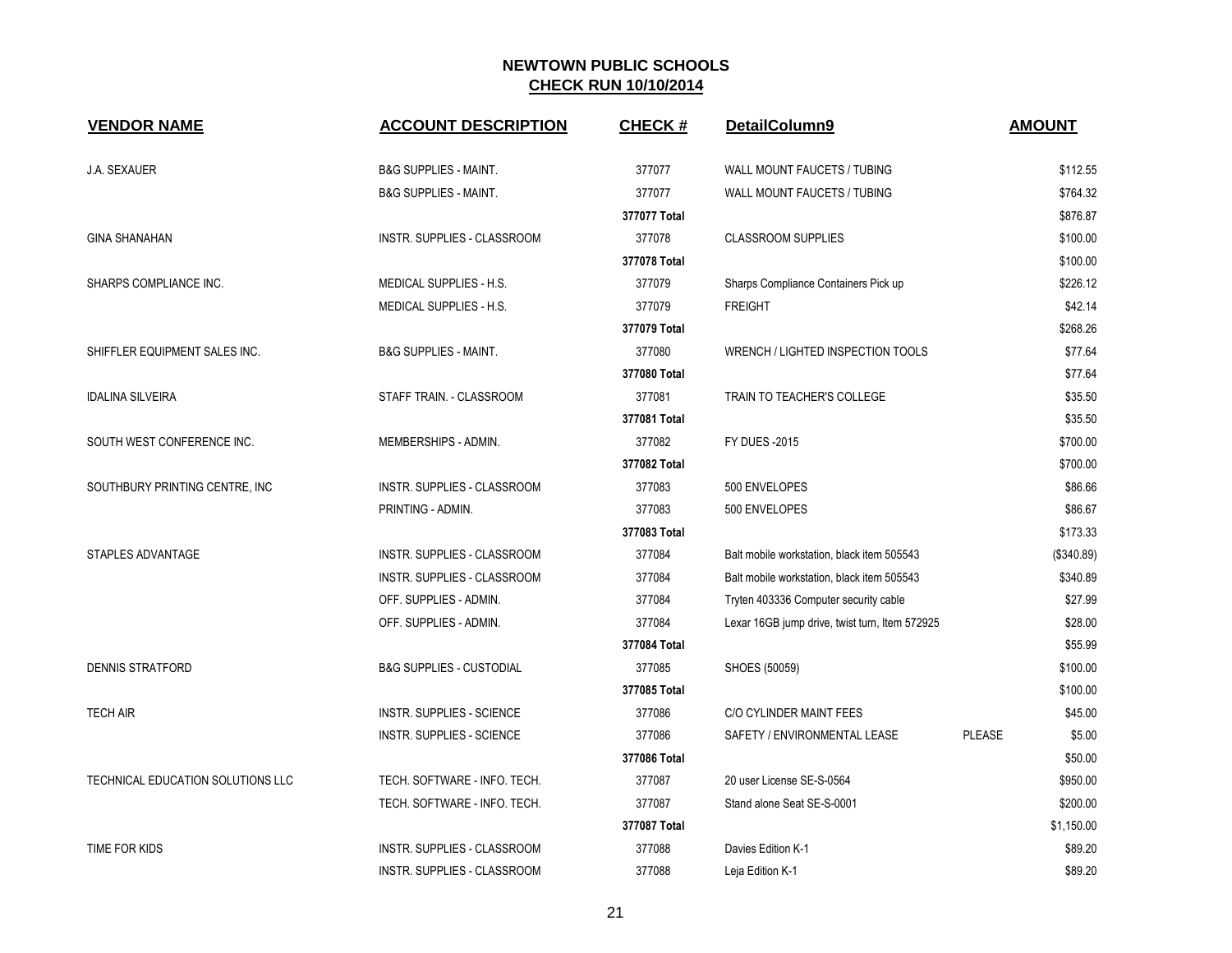# NEWTOWN PUBLIC SCHOOLS

## CHECK RUN 10/10/2014

| VENDOR NAME | ACCOUNT DESCRIPTION | CHECK # | DetailColumn9 | | AMOUNT |
|---|---|---|---|---|---|
| J.A. SEXAUER | B&G SUPPLIES - MAINT. | 377077 | WALL MOUNT FAUCETS / TUBING | | $112.55 |
| | B&G SUPPLIES - MAINT. | 377077 | WALL MOUNT FAUCETS / TUBING | | $764.32 |
| | | **377077 Total** | | | $876.87 |
| GINA SHANAHAN | INSTR. SUPPLIES - CLASSROOM | 377078 | CLASSROOM SUPPLIES | | $100.00 |
| | | **377078 Total** | | | $100.00 |
| SHARPS COMPLIANCE INC. | MEDICAL SUPPLIES - H.S. | 377079 | Sharps Compliance Containers Pick up | | $226.12 |
| | MEDICAL SUPPLIES - H.S. | 377079 | FREIGHT | | $42.14 |
| | | **377079 Total** | | | $268.26 |
| SHIFFLER EQUIPMENT SALES INC. | B&G SUPPLIES - MAINT. | 377080 | WRENCH / LIGHTED INSPECTION TOOLS | | $77.64 |
| | | **377080 Total** | | | $77.64 |
| IDALINA SILVEIRA | STAFF TRAIN. - CLASSROOM | 377081 | TRAIN TO TEACHER'S COLLEGE | | $35.50 |
| | | **377081 Total** | | | $35.50 |
| SOUTH WEST CONFERENCE INC. | MEMBERSHIPS - ADMIN. | 377082 | FY DUES -2015 | | $700.00 |
| | | **377082 Total** | | | $700.00 |
| SOUTHBURY PRINTING CENTRE, INC | INSTR. SUPPLIES - CLASSROOM | 377083 | 500 ENVELOPES | | $86.66 |
| | PRINTING - ADMIN. | 377083 | 500 ENVELOPES | | $86.67 |
| | | **377083 Total** | | | $173.33 |
| STAPLES ADVANTAGE | INSTR. SUPPLIES - CLASSROOM | 377084 | Balt mobile workstation, black item 505543 | | ($340.89) |
| | INSTR. SUPPLIES - CLASSROOM | 377084 | Balt mobile workstation, black item 505543 | | $340.89 |
| | OFF. SUPPLIES - ADMIN. | 377084 | Tryten 403336 Computer security cable | | $27.99 |
| | OFF. SUPPLIES - ADMIN. | 377084 | Lexar 16GB jump drive, twist turn, Item 572925 | | $28.00 |
| | | **377084 Total** | | | $55.99 |
| DENNIS STRATFORD | B&G SUPPLIES - CUSTODIAL | 377085 | SHOES (50059) | | $100.00 |
| | | **377085 Total** | | | $100.00 |
| TECH AIR | INSTR. SUPPLIES - SCIENCE | 377086 | C/O CYLINDER MAINT FEES | | $45.00 |
| | INSTR. SUPPLIES - SCIENCE | 377086 | SAFETY / ENVIRONMENTAL LEASE | PLEASE | $5.00 |
| | | **377086 Total** | | | $50.00 |
| TECHNICAL EDUCATION SOLUTIONS LLC | TECH. SOFTWARE - INFO. TECH. | 377087 | 20 user License SE-S-0564 | | $950.00 |
| | TECH. SOFTWARE - INFO. TECH. | 377087 | Stand alone Seat SE-S-0001 | | $200.00 |
| | | **377087 Total** | | | $1,150.00 |
| TIME FOR KIDS | INSTR. SUPPLIES - CLASSROOM | 377088 | Davies Edition K-1 | | $89.20 |
| | INSTR. SUPPLIES - CLASSROOM | 377088 | Leja Edition K-1 | | $89.20 |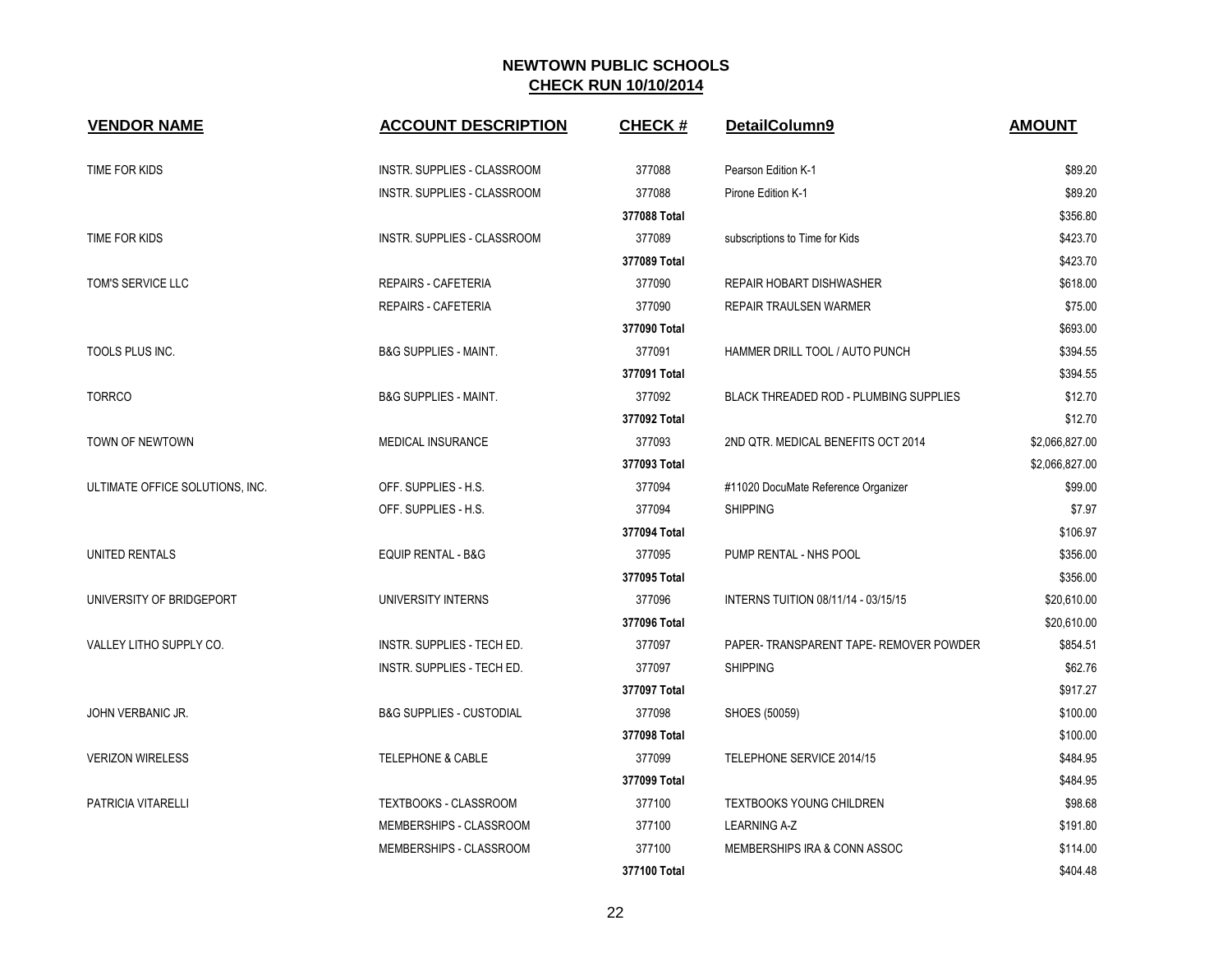## NEWTOWN PUBLIC SCHOOLS
## CHECK RUN 10/10/2014

| VENDOR NAME | ACCOUNT DESCRIPTION | CHECK # | DetailColumn9 | AMOUNT |
|---|---|---|---|---|
| TIME FOR KIDS | INSTR. SUPPLIES - CLASSROOM | 377088 | Pearson Edition K-1 | $89.20 |
| | INSTR. SUPPLIES - CLASSROOM | 377088 | Pirone Edition K-1 | $89.20 |
| | | **377088 Total** | | $356.80 |
| TIME FOR KIDS | INSTR. SUPPLIES - CLASSROOM | 377089 | subscriptions to Time for Kids | $423.70 |
| | | **377089 Total** | | $423.70 |
| TOM'S SERVICE LLC | REPAIRS - CAFETERIA | 377090 | REPAIR HOBART DISHWASHER | $618.00 |
| | REPAIRS - CAFETERIA | 377090 | REPAIR TRAULSEN WARMER | $75.00 |
| | | **377090 Total** | | $693.00 |
| TOOLS PLUS INC. | B&G SUPPLIES - MAINT. | 377091 | HAMMER DRILL TOOL / AUTO PUNCH | $394.55 |
| | | **377091 Total** | | $394.55 |
| TORRCO | B&G SUPPLIES - MAINT. | 377092 | BLACK THREADED ROD - PLUMBING SUPPLIES | $12.70 |
| | | **377092 Total** | | $12.70 |
| TOWN OF NEWTOWN | MEDICAL INSURANCE | 377093 | 2ND QTR. MEDICAL BENEFITS OCT 2014 | $2,066,827.00 |
| | | **377093 Total** | | $2,066,827.00 |
| ULTIMATE OFFICE SOLUTIONS, INC. | OFF. SUPPLIES - H.S. | 377094 | #11020 DocuMate Reference Organizer | $99.00 |
| | OFF. SUPPLIES - H.S. | 377094 | SHIPPING | $7.97 |
| | | **377094 Total** | | $106.97 |
| UNITED RENTALS | EQUIP RENTAL - B&G | 377095 | PUMP RENTAL - NHS POOL | $356.00 |
| | | **377095 Total** | | $356.00 |
| UNIVERSITY OF BRIDGEPORT | UNIVERSITY INTERNS | 377096 | INTERNS TUITION 08/11/14 - 03/15/15 | $20,610.00 |
| | | **377096 Total** | | $20,610.00 |
| VALLEY LITHO SUPPLY CO. | INSTR. SUPPLIES - TECH ED. | 377097 | PAPER- TRANSPARENT TAPE- REMOVER POWDER | $854.51 |
| | INSTR. SUPPLIES - TECH ED. | 377097 | SHIPPING | $62.76 |
| | | **377097 Total** | | $917.27 |
| JOHN VERBANIC JR. | B&G SUPPLIES - CUSTODIAL | 377098 | SHOES (50059) | $100.00 |
| | | **377098 Total** | | $100.00 |
| VERIZON WIRELESS | TELEPHONE & CABLE | 377099 | TELEPHONE SERVICE 2014/15 | $484.95 |
| | | **377099 Total** | | $484.95 |
| PATRICIA VITARELLI | TEXTBOOKS - CLASSROOM | 377100 | TEXTBOOKS YOUNG CHILDREN | $98.68 |
| | MEMBERSHIPS - CLASSROOM | 377100 | LEARNING A-Z | $191.80 |
| | MEMBERSHIPS - CLASSROOM | 377100 | MEMBERSHIPS IRA & CONN ASSOC | $114.00 |
| | | **377100 Total** | | $404.48 |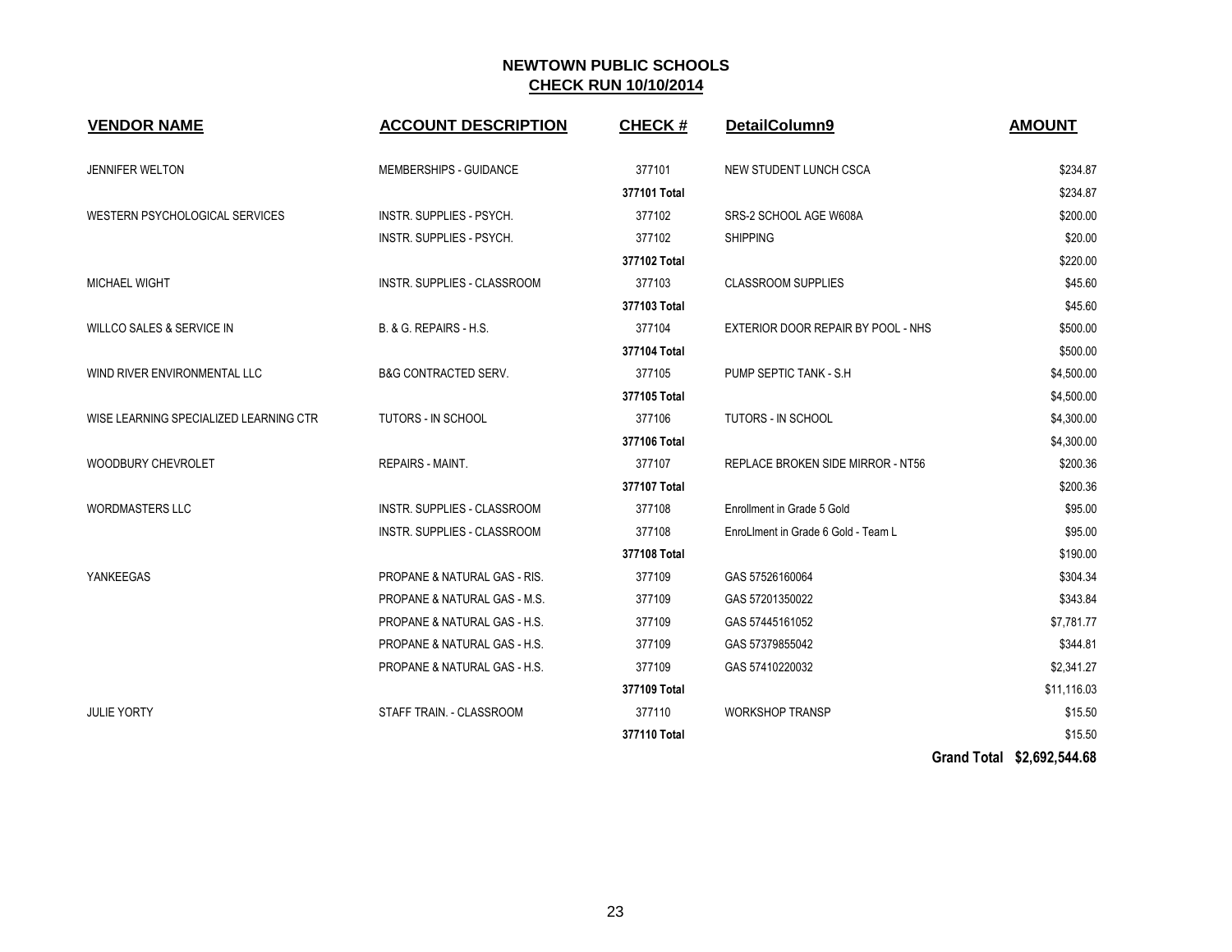# NEWTOWN PUBLIC SCHOOLS

## CHECK RUN 10/10/2014

| VENDOR NAME | ACCOUNT DESCRIPTION | CHECK # | DetailColumn9 | AMOUNT |
|---|---|---|---|---|
| JENNIFER WELTON | MEMBERSHIPS - GUIDANCE | 377101 | NEW STUDENT LUNCH CSCA | $234.87 |
| | | **377101 Total** | | $234.87 |
| WESTERN PSYCHOLOGICAL SERVICES | INSTR. SUPPLIES - PSYCH. | 377102 | SRS-2 SCHOOL AGE W608A | $200.00 |
| | INSTR. SUPPLIES - PSYCH. | 377102 | SHIPPING | $20.00 |
| | | **377102 Total** | | $220.00 |
| MICHAEL WIGHT | INSTR. SUPPLIES - CLASSROOM | 377103 | CLASSROOM SUPPLIES | $45.60 |
| | | **377103 Total** | | $45.60 |
| WILLCO SALES & SERVICE IN | B. & G. REPAIRS - H.S. | 377104 | EXTERIOR DOOR REPAIR BY POOL - NHS | $500.00 |
| | | **377104 Total** | | $500.00 |
| WIND RIVER ENVIRONMENTAL LLC | B&G CONTRACTED SERV. | 377105 | PUMP SEPTIC TANK - S.H | $4,500.00 |
| | | **377105 Total** | | $4,500.00 |
| WISE LEARNING SPECIALIZED LEARNING CTR | TUTORS - IN SCHOOL | 377106 | TUTORS - IN SCHOOL | $4,300.00 |
| | | **377106 Total** | | $4,300.00 |
| WOODBURY CHEVROLET | REPAIRS - MAINT. | 377107 | REPLACE BROKEN SIDE MIRROR - NT56 | $200.36 |
| | | **377107 Total** | | $200.36 |
| WORDMASTERS LLC | INSTR. SUPPLIES - CLASSROOM | 377108 | Enrollment in Grade 5 Gold | $95.00 |
| | INSTR. SUPPLIES - CLASSROOM | 377108 | EnroLlment in Grade 6 Gold - Team L | $95.00 |
| | | **377108 Total** | | $190.00 |
| YANKEEGAS | PROPANE & NATURAL GAS - RIS. | 377109 | GAS 57526160064 | $304.34 |
| | PROPANE & NATURAL GAS - M.S. | 377109 | GAS 57201350022 | $343.84 |
| | PROPANE & NATURAL GAS - H.S. | 377109 | GAS 57445161052 | $7,781.77 |
| | PROPANE & NATURAL GAS - H.S. | 377109 | GAS 57379855042 | $344.81 |
| | PROPANE & NATURAL GAS - H.S. | 377109 | GAS 57410220032 | $2,341.27 |
| | | **377109 Total** | | $11,116.03 |
| JULIE YORTY | STAFF TRAIN. - CLASSROOM | 377110 | WORKSHOP TRANSP | $15.50 |
| | | **377110 Total** | | $15.50 |
| | | | **Grand Total** | **$2,692,544.68** |